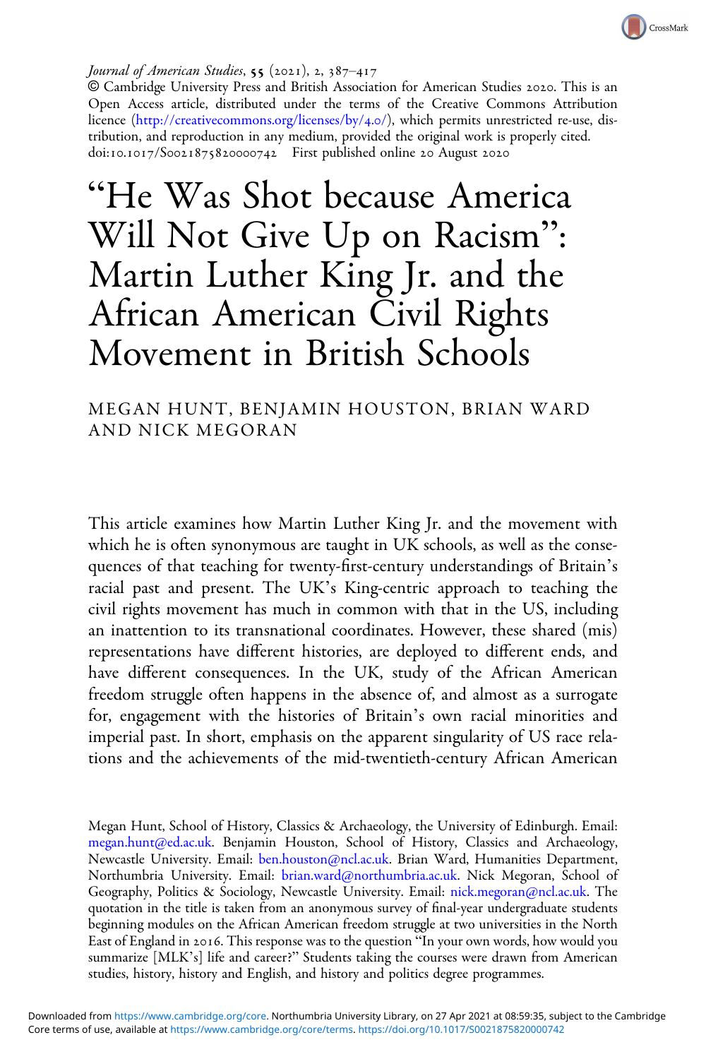*Journal of American Studies*, **55** (2021), 2, 387–417
© Cambridge University Press and British Association for American Studies 2020. This is an Open Access article, distributed under the terms of the Creative Commons Attribution licence (http://creativecommons.org/licenses/by/4.0/), which permits unrestricted re-use, distribution, and reproduction in any medium, provided the original work is properly cited.
doi:10.1017/S0021875820000742 First published online 20 August 2020

# "He Was Shot because America Will Not Give Up on Racism": Martin Luther King Jr. and the African American Civil Rights Movement in British Schools

MEGAN HUNT, BENJAMIN HOUSTON, BRIAN WARD AND NICK MEGORAN

This article examines how Martin Luther King Jr. and the movement with which he is often synonymous are taught in UK schools, as well as the consequences of that teaching for twenty-first-century understandings of Britain's racial past and present. The UK's King-centric approach to teaching the civil rights movement has much in common with that in the US, including an inattention to its transnational coordinates. However, these shared (mis) representations have different histories, are deployed to different ends, and have different consequences. In the UK, study of the African American freedom struggle often happens in the absence of, and almost as a surrogate for, engagement with the histories of Britain's own racial minorities and imperial past. In short, emphasis on the apparent singularity of US race relations and the achievements of the mid-twentieth-century African American

Megan Hunt, School of History, Classics & Archaeology, the University of Edinburgh. Email: megan.hunt@ed.ac.uk. Benjamin Houston, School of History, Classics and Archaeology, Newcastle University. Email: ben.houston@ncl.ac.uk. Brian Ward, Humanities Department, Northumbria University. Email: brian.ward@northumbria.ac.uk. Nick Megoran, School of Geography, Politics & Sociology, Newcastle University. Email: nick.megoran@ncl.ac.uk. The quotation in the title is taken from an anonymous survey of final-year undergraduate students beginning modules on the African American freedom struggle at two universities in the North East of England in 2016. This response was to the question "In your own words, how would you summarize [MLK's] life and career?" Students taking the courses were drawn from American studies, history, history and English, and history and politics degree programmes.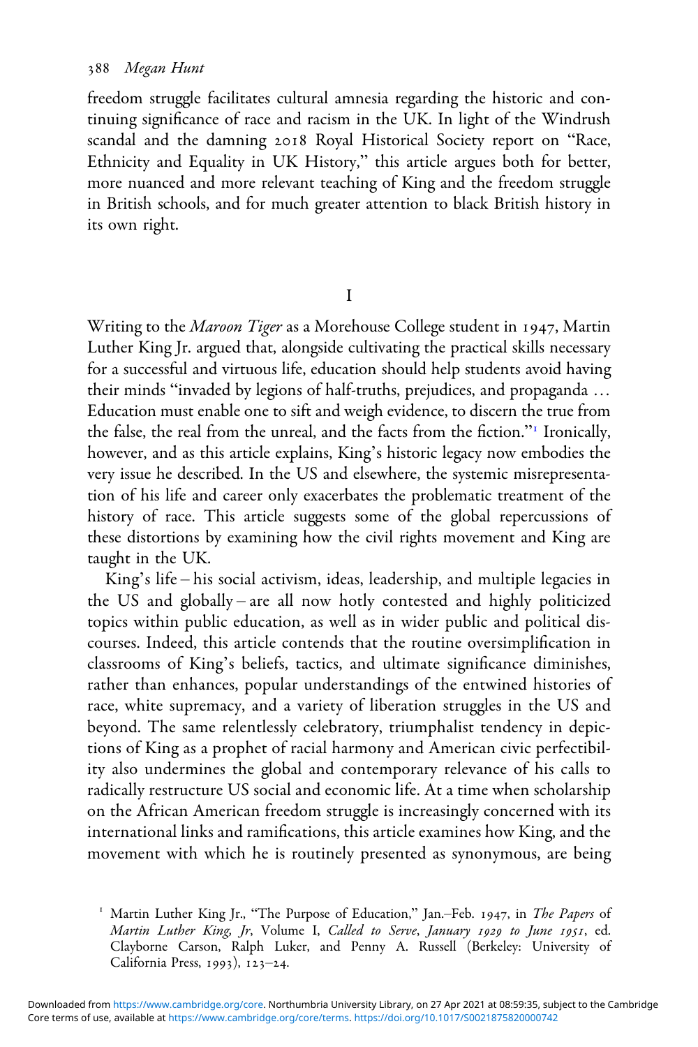freedom struggle facilitates cultural amnesia regarding the historic and continuing significance of race and racism in the UK. In light of the Windrush scandal and the damning 2018 Royal Historical Society report on "Race, Ethnicity and Equality in UK History," this article argues both for better, more nuanced and more relevant teaching of King and the freedom struggle in British schools, and for much greater attention to black British history in its own right.

## I

Writing to the *Maroon Tiger* as a Morehouse College student in 1947, Martin Luther King Jr. argued that, alongside cultivating the practical skills necessary for a successful and virtuous life, education should help students avoid having their minds "invaded by legions of half-truths, prejudices, and propaganda … Education must enable one to sift and weigh evidence, to discern the true from the false, the real from the unreal, and the facts from the fiction."[1] Ironically, however, and as this article explains, King's historic legacy now embodies the very issue he described. In the US and elsewhere, the systemic misrepresentation of his life and career only exacerbates the problematic treatment of the history of race. This article suggests some of the global repercussions of these distortions by examining how the civil rights movement and King are taught in the UK.

King's life – his social activism, ideas, leadership, and multiple legacies in the US and globally – are all now hotly contested and highly politicized topics within public education, as well as in wider public and political discourses. Indeed, this article contends that the routine oversimplification in classrooms of King's beliefs, tactics, and ultimate significance diminishes, rather than enhances, popular understandings of the entwined histories of race, white supremacy, and a variety of liberation struggles in the US and beyond. The same relentlessly celebratory, triumphalist tendency in depictions of King as a prophet of racial harmony and American civic perfectibility also undermines the global and contemporary relevance of his calls to radically restructure US social and economic life. At a time when scholarship on the African American freedom struggle is increasingly concerned with its international links and ramifications, this article examines how King, and the movement with which he is routinely presented as synonymous, are being

[1] Martin Luther King Jr., "The Purpose of Education," Jan.–Feb. 1947, in *The Papers of Martin Luther King, Jr*, Volume I, *Called to Serve, January 1929 to June 1951*, ed. Clayborne Carson, Ralph Luker, and Penny A. Russell (Berkeley: University of California Press, 1993), 123–24.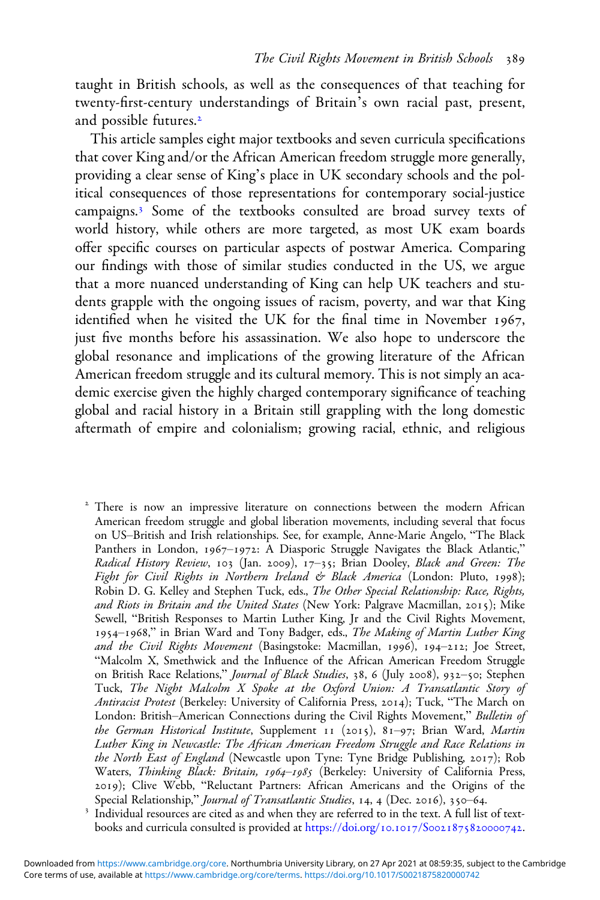taught in British schools, as well as the consequences of that teaching for twenty-first-century understandings of Britain's own racial past, present, and possible futures.[2]

This article samples eight major textbooks and seven curricula specifications that cover King and/or the African American freedom struggle more generally, providing a clear sense of King's place in UK secondary schools and the political consequences of those representations for contemporary social-justice campaigns.[3] Some of the textbooks consulted are broad survey texts of world history, while others are more targeted, as most UK exam boards offer specific courses on particular aspects of postwar America. Comparing our findings with those of similar studies conducted in the US, we argue that a more nuanced understanding of King can help UK teachers and students grapple with the ongoing issues of racism, poverty, and war that King identified when he visited the UK for the final time in November 1967, just five months before his assassination. We also hope to underscore the global resonance and implications of the growing literature of the African American freedom struggle and its cultural memory. This is not simply an academic exercise given the highly charged contemporary significance of teaching global and racial history in a Britain still grappling with the long domestic aftermath of empire and colonialism; growing racial, ethnic, and religious

[2] There is now an impressive literature on connections between the modern African American freedom struggle and global liberation movements, including several that focus on US–British and Irish relationships. See, for example, Anne-Marie Angelo, "The Black Panthers in London, 1967–1972: A Diasporic Struggle Navigates the Black Atlantic," *Radical History Review*, 103 (Jan. 2009), 17–35; Brian Dooley, *Black and Green: The Fight for Civil Rights in Northern Ireland & Black America* (London: Pluto, 1998); Robin D. G. Kelley and Stephen Tuck, eds., *The Other Special Relationship: Race, Rights, and Riots in Britain and the United States* (New York: Palgrave Macmillan, 2015); Mike Sewell, "British Responses to Martin Luther King, Jr and the Civil Rights Movement, 1954–1968," in Brian Ward and Tony Badger, eds., *The Making of Martin Luther King and the Civil Rights Movement* (Basingstoke: Macmillan, 1996), 194–212; Joe Street, "Malcolm X, Smethwick and the Influence of the African American Freedom Struggle on British Race Relations," *Journal of Black Studies*, 38, 6 (July 2008), 932–50; Stephen Tuck, *The Night Malcolm X Spoke at the Oxford Union: A Transatlantic Story of Antiracist Protest* (Berkeley: University of California Press, 2014); Tuck, "The March on London: British–American Connections during the Civil Rights Movement," *Bulletin of the German Historical Institute*, Supplement 11 (2015), 81–97; Brian Ward, *Martin Luther King in Newcastle: The African American Freedom Struggle and Race Relations in the North East of England* (Newcastle upon Tyne: Tyne Bridge Publishing, 2017); Rob Waters, *Thinking Black: Britain, 1964–1985* (Berkeley: University of California Press, 2019); Clive Webb, "Reluctant Partners: African Americans and the Origins of the Special Relationship," *Journal of Transatlantic Studies*, 14, 4 (Dec. 2016), 350–64.

[3] Individual resources are cited as and when they are referred to in the text. A full list of textbooks and curricula consulted is provided at https://doi.org/10.1017/S0021875820000742.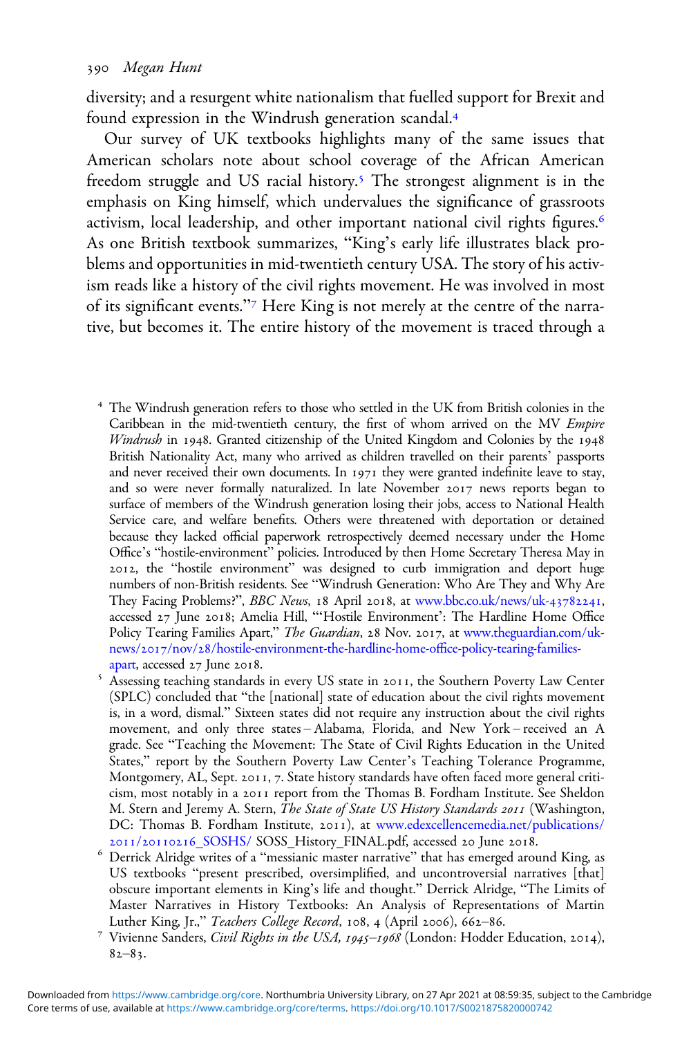diversity; and a resurgent white nationalism that fuelled support for Brexit and found expression in the Windrush generation scandal.[4]

Our survey of UK textbooks highlights many of the same issues that American scholars note about school coverage of the African American freedom struggle and US racial history.[5] The strongest alignment is in the emphasis on King himself, which undervalues the significance of grassroots activism, local leadership, and other important national civil rights figures.[6] As one British textbook summarizes, "King's early life illustrates black problems and opportunities in mid-twentieth century USA. The story of his activism reads like a history of the civil rights movement. He was involved in most of its significant events."[7] Here King is not merely at the centre of the narrative, but becomes it. The entire history of the movement is traced through a

---

[4] The Windrush generation refers to those who settled in the UK from British colonies in the Caribbean in the mid-twentieth century, the first of whom arrived on the MV *Empire Windrush* in 1948. Granted citizenship of the United Kingdom and Colonies by the 1948 British Nationality Act, many who arrived as children travelled on their parents' passports and never received their own documents. In 1971 they were granted indefinite leave to stay, and so were never formally naturalized. In late November 2017 news reports began to surface of members of the Windrush generation losing their jobs, access to National Health Service care, and welfare benefits. Others were threatened with deportation or detained because they lacked official paperwork retrospectively deemed necessary under the Home Office's "hostile-environment" policies. Introduced by then Home Secretary Theresa May in 2012, the "hostile environment" was designed to curb immigration and deport huge numbers of non-British residents. See "Windrush Generation: Who Are They and Why Are They Facing Problems?", *BBC News*, 18 April 2018, at www.bbc.co.uk/news/uk-43782241, accessed 27 June 2018; Amelia Hill, "'Hostile Environment': The Hardline Home Office Policy Tearing Families Apart," *The Guardian*, 28 Nov. 2017, at www.theguardian.com/uk-news/2017/nov/28/hostile-environment-the-hardline-home-office-policy-tearing-families-apart, accessed 27 June 2018.

[5] Assessing teaching standards in every US state in 2011, the Southern Poverty Law Center (SPLC) concluded that "the [national] state of education about the civil rights movement is, in a word, dismal." Sixteen states did not require any instruction about the civil rights movement, and only three states – Alabama, Florida, and New York – received an A grade. See "Teaching the Movement: The State of Civil Rights Education in the United States," report by the Southern Poverty Law Center's Teaching Tolerance Programme, Montgomery, AL, Sept. 2011, 7. State history standards have often faced more general criticism, most notably in a 2011 report from the Thomas B. Fordham Institute. See Sheldon M. Stern and Jeremy A. Stern, *The State of State US History Standards 2011* (Washington, DC: Thomas B. Fordham Institute, 2011), at www.edexcellencemedia.net/publications/2011/20110216_SOSHS/ SOSS_History_FINAL.pdf, accessed 20 June 2018.

[6] Derrick Alridge writes of a "messianic master narrative" that has emerged around King, as US textbooks "present prescribed, oversimplified, and uncontroversial narratives [that] obscure important elements in King's life and thought." Derrick Alridge, "The Limits of Master Narratives in History Textbooks: An Analysis of Representations of Martin Luther King, Jr.," *Teachers College Record*, 108, 4 (April 2006), 662–86.

[7] Vivienne Sanders, *Civil Rights in the USA, 1945–1968* (London: Hodder Education, 2014), 82–83.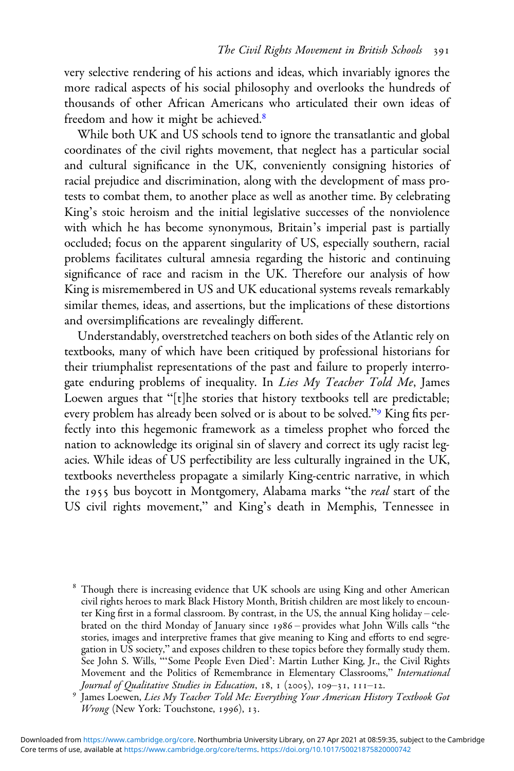very selective rendering of his actions and ideas, which invariably ignores the more radical aspects of his social philosophy and overlooks the hundreds of thousands of other African Americans who articulated their own ideas of freedom and how it might be achieved.[8]

While both UK and US schools tend to ignore the transatlantic and global coordinates of the civil rights movement, that neglect has a particular social and cultural significance in the UK, conveniently consigning histories of racial prejudice and discrimination, along with the development of mass protests to combat them, to another place as well as another time. By celebrating King's stoic heroism and the initial legislative successes of the nonviolence with which he has become synonymous, Britain's imperial past is partially occluded; focus on the apparent singularity of US, especially southern, racial problems facilitates cultural amnesia regarding the historic and continuing significance of race and racism in the UK. Therefore our analysis of how King is misremembered in US and UK educational systems reveals remarkably similar themes, ideas, and assertions, but the implications of these distortions and oversimplifications are revealingly different.

Understandably, overstretched teachers on both sides of the Atlantic rely on textbooks, many of which have been critiqued by professional historians for their triumphalist representations of the past and failure to properly interrogate enduring problems of inequality. In *Lies My Teacher Told Me*, James Loewen argues that "[t]he stories that history textbooks tell are predictable; every problem has already been solved or is about to be solved."[9] King fits perfectly into this hegemonic framework as a timeless prophet who forced the nation to acknowledge its original sin of slavery and correct its ugly racist legacies. While ideas of US perfectibility are less culturally ingrained in the UK, textbooks nevertheless propagate a similarly King-centric narrative, in which the 1955 bus boycott in Montgomery, Alabama marks "the *real* start of the US civil rights movement," and King's death in Memphis, Tennessee in

[8] Though there is increasing evidence that UK schools are using King and other American civil rights heroes to mark Black History Month, British children are most likely to encounter King first in a formal classroom. By contrast, in the US, the annual King holiday – celebrated on the third Monday of January since 1986 – provides what John Wills calls "the stories, images and interpretive frames that give meaning to King and efforts to end segregation in US society," and exposes children to these topics before they formally study them. See John S. Wills, "'Some People Even Died': Martin Luther King, Jr., the Civil Rights Movement and the Politics of Remembrance in Elementary Classrooms," *International Journal of Qualitative Studies in Education*, 18, 1 (2005), 109–31, 111–12.

[9] James Loewen, *Lies My Teacher Told Me: Everything Your American History Textbook Got Wrong* (New York: Touchstone, 1996), 13.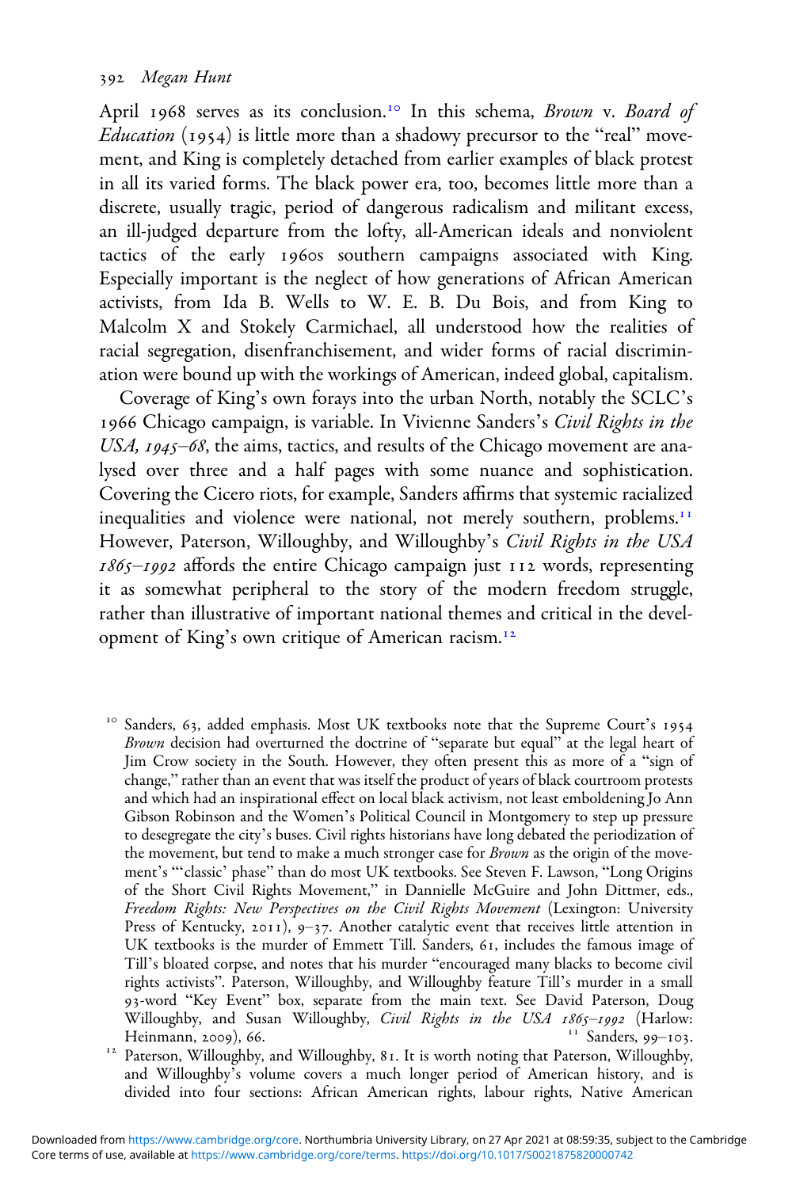April 1968 serves as its conclusion.[10] In this schema, *Brown* v. *Board of Education* (1954) is little more than a shadowy precursor to the "real" movement, and King is completely detached from earlier examples of black protest in all its varied forms. The black power era, too, becomes little more than a discrete, usually tragic, period of dangerous radicalism and militant excess, an ill-judged departure from the lofty, all-American ideals and nonviolent tactics of the early 1960s southern campaigns associated with King. Especially important is the neglect of how generations of African American activists, from Ida B. Wells to W. E. B. Du Bois, and from King to Malcolm X and Stokely Carmichael, all understood how the realities of racial segregation, disenfranchisement, and wider forms of racial discrimination were bound up with the workings of American, indeed global, capitalism.

Coverage of King's own forays into the urban North, notably the SCLC's 1966 Chicago campaign, is variable. In Vivienne Sanders's *Civil Rights in the USA, 1945–68*, the aims, tactics, and results of the Chicago movement are analysed over three and a half pages with some nuance and sophistication. Covering the Cicero riots, for example, Sanders affirms that systemic racialized inequalities and violence were national, not merely southern, problems.[11] However, Paterson, Willoughby, and Willoughby's *Civil Rights in the USA 1865–1992* affords the entire Chicago campaign just 112 words, representing it as somewhat peripheral to the story of the modern freedom struggle, rather than illustrative of important national themes and critical in the development of King's own critique of American racism.[12]

[10] Sanders, 63, added emphasis. Most UK textbooks note that the Supreme Court's 1954 *Brown* decision had overturned the doctrine of "separate but equal" at the legal heart of Jim Crow society in the South. However, they often present this as more of a "sign of change," rather than an event that was itself the product of years of black courtroom protests and which had an inspirational effect on local black activism, not least emboldening Jo Ann Gibson Robinson and the Women's Political Council in Montgomery to step up pressure to desegregate the city's buses. Civil rights historians have long debated the periodization of the movement, but tend to make a much stronger case for *Brown* as the origin of the movement's "'classic' phase" than do most UK textbooks. See Steven F. Lawson, "Long Origins of the Short Civil Rights Movement," in Dannielle McGuire and John Dittmer, eds., *Freedom Rights: New Perspectives on the Civil Rights Movement* (Lexington: University Press of Kentucky, 2011), 9–37. Another catalytic event that receives little attention in UK textbooks is the murder of Emmett Till. Sanders, 61, includes the famous image of Till's bloated corpse, and notes that his murder "encouraged many blacks to become civil rights activists". Paterson, Willoughby, and Willoughby feature Till's murder in a small 93-word "Key Event" box, separate from the main text. See David Paterson, Doug Willoughby, and Susan Willoughby, *Civil Rights in the USA 1865–1992* (Harlow: Heinmann, 2009), 66.

[11] Sanders, 99–103.

[12] Paterson, Willoughby, and Willoughby, 81. It is worth noting that Paterson, Willoughby, and Willoughby's volume covers a much longer period of American history, and is divided into four sections: African American rights, labour rights, Native American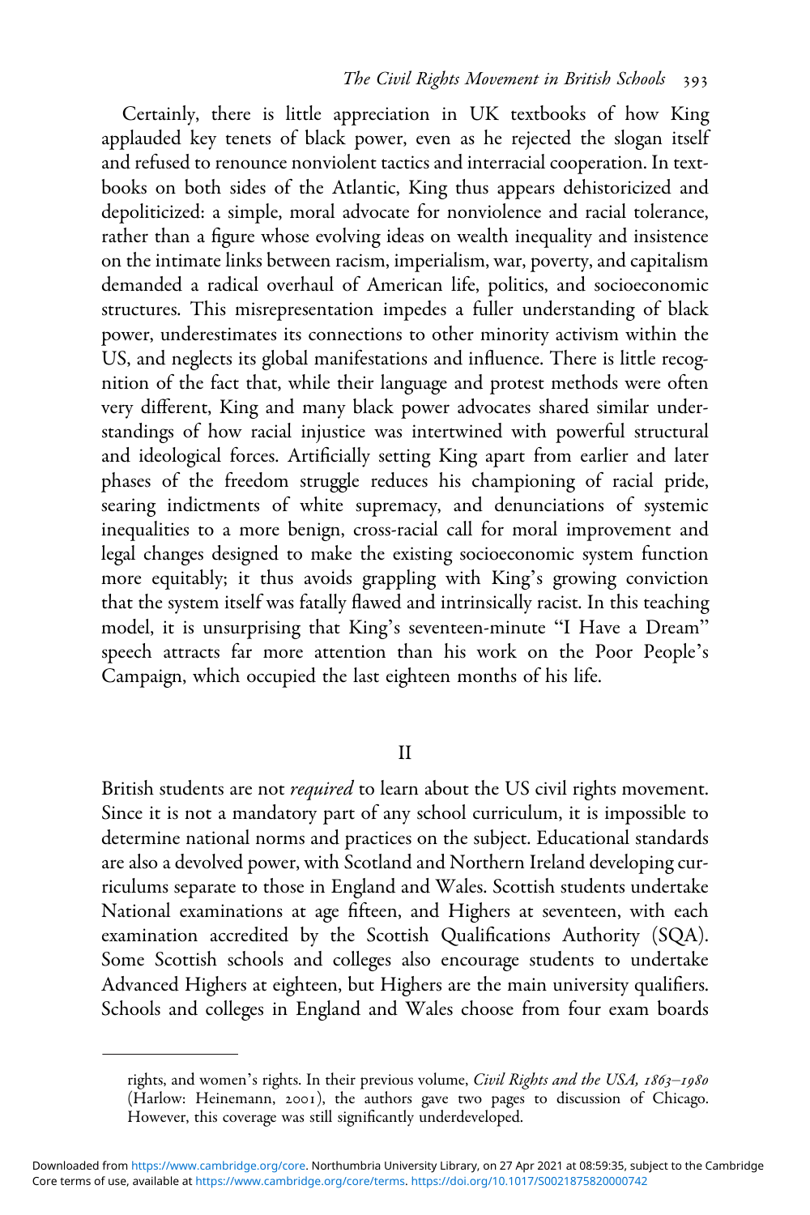Certainly, there is little appreciation in UK textbooks of how King applauded key tenets of black power, even as he rejected the slogan itself and refused to renounce nonviolent tactics and interracial cooperation. In textbooks on both sides of the Atlantic, King thus appears dehistoricized and depoliticized: a simple, moral advocate for nonviolence and racial tolerance, rather than a figure whose evolving ideas on wealth inequality and insistence on the intimate links between racism, imperialism, war, poverty, and capitalism demanded a radical overhaul of American life, politics, and socioeconomic structures. This misrepresentation impedes a fuller understanding of black power, underestimates its connections to other minority activism within the US, and neglects its global manifestations and influence. There is little recognition of the fact that, while their language and protest methods were often very different, King and many black power advocates shared similar understandings of how racial injustice was intertwined with powerful structural and ideological forces. Artificially setting King apart from earlier and later phases of the freedom struggle reduces his championing of racial pride, searing indictments of white supremacy, and denunciations of systemic inequalities to a more benign, cross-racial call for moral improvement and legal changes designed to make the existing socioeconomic system function more equitably; it thus avoids grappling with King's growing conviction that the system itself was fatally flawed and intrinsically racist. In this teaching model, it is unsurprising that King's seventeen-minute "I Have a Dream" speech attracts far more attention than his work on the Poor People's Campaign, which occupied the last eighteen months of his life.

## II

British students are not *required* to learn about the US civil rights movement. Since it is not a mandatory part of any school curriculum, it is impossible to determine national norms and practices on the subject. Educational standards are also a devolved power, with Scotland and Northern Ireland developing curriculums separate to those in England and Wales. Scottish students undertake National examinations at age fifteen, and Highers at seventeen, with each examination accredited by the Scottish Qualifications Authority (SQA). Some Scottish schools and colleges also encourage students to undertake Advanced Highers at eighteen, but Highers are the main university qualifiers. Schools and colleges in England and Wales choose from four exam boards

---

rights, and women's rights. In their previous volume, *Civil Rights and the USA, 1863–1980* (Harlow: Heinemann, 2001), the authors gave two pages to discussion of Chicago. However, this coverage was still significantly underdeveloped.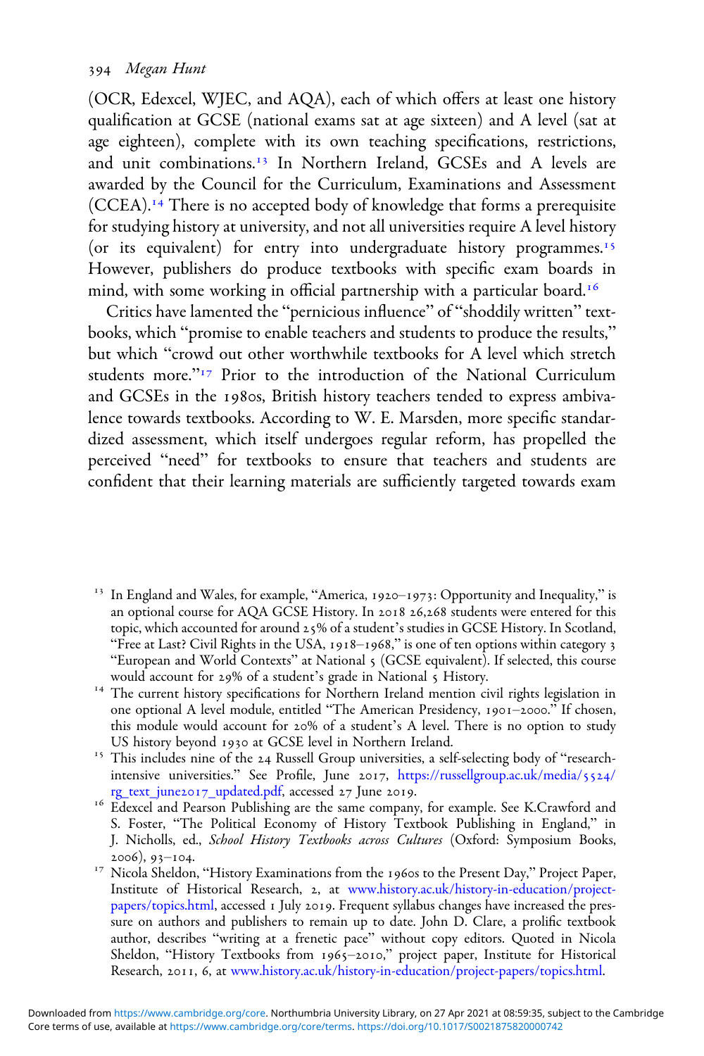(OCR, Edexcel, WJEC, and AQA), each of which offers at least one history qualification at GCSE (national exams sat at age sixteen) and A level (sat at age eighteen), complete with its own teaching specifications, restrictions, and unit combinations.[13] In Northern Ireland, GCSEs and A levels are awarded by the Council for the Curriculum, Examinations and Assessment (CCEA).[14] There is no accepted body of knowledge that forms a prerequisite for studying history at university, and not all universities require A level history (or its equivalent) for entry into undergraduate history programmes.[15] However, publishers do produce textbooks with specific exam boards in mind, with some working in official partnership with a particular board.[16]

Critics have lamented the "pernicious influence" of "shoddily written" textbooks, which "promise to enable teachers and students to produce the results," but which "crowd out other worthwhile textbooks for A level which stretch students more."[17] Prior to the introduction of the National Curriculum and GCSEs in the 1980s, British history teachers tended to express ambivalence towards textbooks. According to W. E. Marsden, more specific standardized assessment, which itself undergoes regular reform, has propelled the perceived "need" for textbooks to ensure that teachers and students are confident that their learning materials are sufficiently targeted towards exam

---

[13] In England and Wales, for example, "America, 1920–1973: Opportunity and Inequality," is an optional course for AQA GCSE History. In 2018 26,268 students were entered for this topic, which accounted for around 25% of a student's studies in GCSE History. In Scotland, "Free at Last? Civil Rights in the USA, 1918–1968," is one of ten options within category 3 "European and World Contexts" at National 5 (GCSE equivalent). If selected, this course would account for 29% of a student's grade in National 5 History.

[14] The current history specifications for Northern Ireland mention civil rights legislation in one optional A level module, entitled "The American Presidency, 1901–2000." If chosen, this module would account for 20% of a student's A level. There is no option to study US history beyond 1930 at GCSE level in Northern Ireland.

[15] This includes nine of the 24 Russell Group universities, a self-selecting body of "research-intensive universities." See Profile, June 2017, https://russellgroup.ac.uk/media/5524/rg_text_june2017_updated.pdf, accessed 27 June 2019.

[16] Edexcel and Pearson Publishing are the same company, for example. See K.Crawford and S. Foster, "The Political Economy of History Textbook Publishing in England," in J. Nicholls, ed., *School History Textbooks across Cultures* (Oxford: Symposium Books, 2006), 93–104.

[17] Nicola Sheldon, "History Examinations from the 1960s to the Present Day," Project Paper, Institute of Historical Research, 2, at www.history.ac.uk/history-in-education/project-papers/topics.html, accessed 1 July 2019. Frequent syllabus changes have increased the pressure on authors and publishers to remain up to date. John D. Clare, a prolific textbook author, describes "writing at a frenetic pace" without copy editors. Quoted in Nicola Sheldon, "History Textbooks from 1965–2010," project paper, Institute for Historical Research, 2011, 6, at www.history.ac.uk/history-in-education/project-papers/topics.html.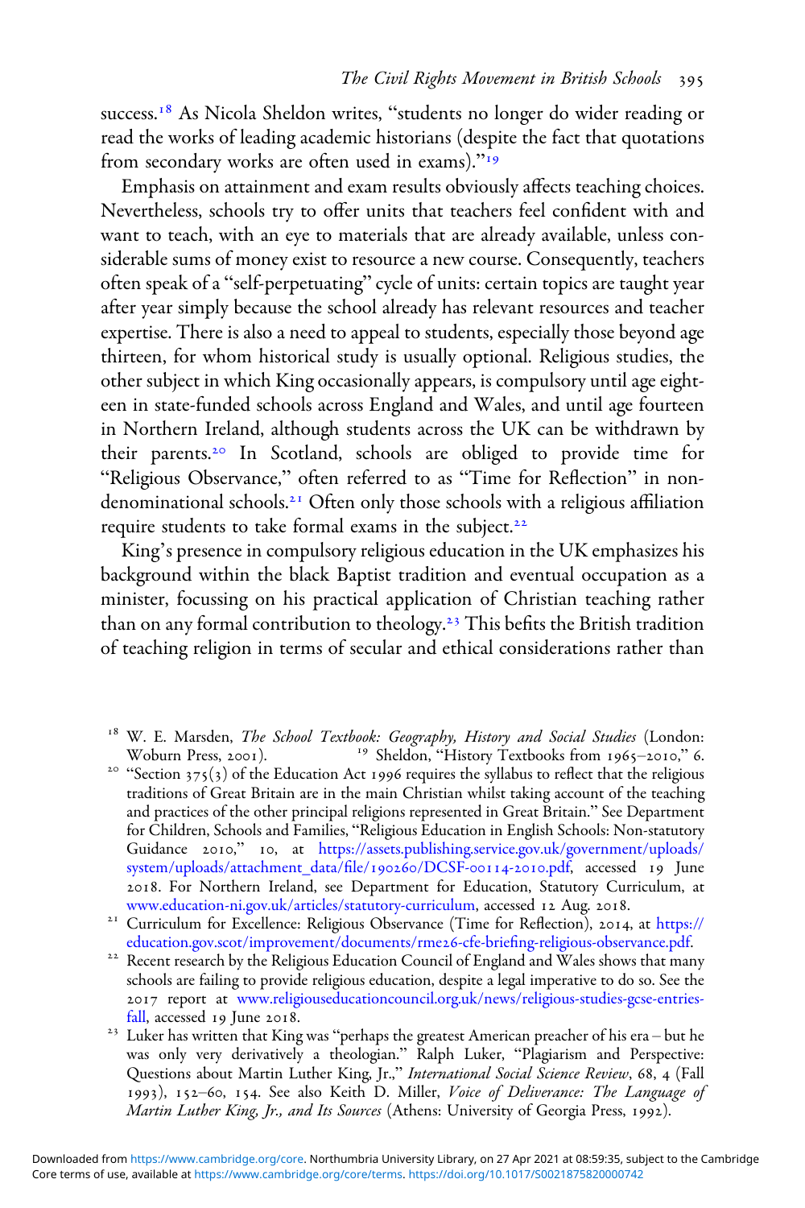success.[18] As Nicola Sheldon writes, "students no longer do wider reading or read the works of leading academic historians (despite the fact that quotations from secondary works are often used in exams)."[19]

Emphasis on attainment and exam results obviously affects teaching choices. Nevertheless, schools try to offer units that teachers feel confident with and want to teach, with an eye to materials that are already available, unless considerable sums of money exist to resource a new course. Consequently, teachers often speak of a "self-perpetuating" cycle of units: certain topics are taught year after year simply because the school already has relevant resources and teacher expertise. There is also a need to appeal to students, especially those beyond age thirteen, for whom historical study is usually optional. Religious studies, the other subject in which King occasionally appears, is compulsory until age eighteen in state-funded schools across England and Wales, and until age fourteen in Northern Ireland, although students across the UK can be withdrawn by their parents.[20] In Scotland, schools are obliged to provide time for "Religious Observance," often referred to as "Time for Reflection" in non-denominational schools.[21] Often only those schools with a religious affiliation require students to take formal exams in the subject.[22]

King's presence in compulsory religious education in the UK emphasizes his background within the black Baptist tradition and eventual occupation as a minister, focussing on his practical application of Christian teaching rather than on any formal contribution to theology.[23] This befits the British tradition of teaching religion in terms of secular and ethical considerations rather than

---

[18] W. E. Marsden, *The School Textbook: Geography, History and Social Studies* (London: Woburn Press, 2001).

[19] Sheldon, "History Textbooks from 1965–2010," 6.

[20] "Section 375(3) of the Education Act 1996 requires the syllabus to reflect that the religious traditions of Great Britain are in the main Christian whilst taking account of the teaching and practices of the other principal religions represented in Great Britain." See Department for Children, Schools and Families, "Religious Education in English Schools: Non-statutory Guidance 2010," 10, at https://assets.publishing.service.gov.uk/government/uploads/system/uploads/attachment_data/file/190260/DCSF-00114-2010.pdf, accessed 19 June 2018. For Northern Ireland, see Department for Education, Statutory Curriculum, at www.education-ni.gov.uk/articles/statutory-curriculum, accessed 12 Aug. 2018.

[21] Curriculum for Excellence: Religious Observance (Time for Reflection), 2014, at https://education.gov.scot/improvement/documents/rme26-cfe-briefing-religious-observance.pdf.

[22] Recent research by the Religious Education Council of England and Wales shows that many schools are failing to provide religious education, despite a legal imperative to do so. See the 2017 report at www.religiouseducationcouncil.org.uk/news/religious-studies-gcse-entries-fall, accessed 19 June 2018.

[23] Luker has written that King was "perhaps the greatest American preacher of his era – but he was only very derivatively a theologian." Ralph Luker, "Plagiarism and Perspective: Questions about Martin Luther King, Jr.," *International Social Science Review*, 68, 4 (Fall 1993), 152–60, 154. See also Keith D. Miller, *Voice of Deliverance: The Language of Martin Luther King, Jr., and Its Sources* (Athens: University of Georgia Press, 1992).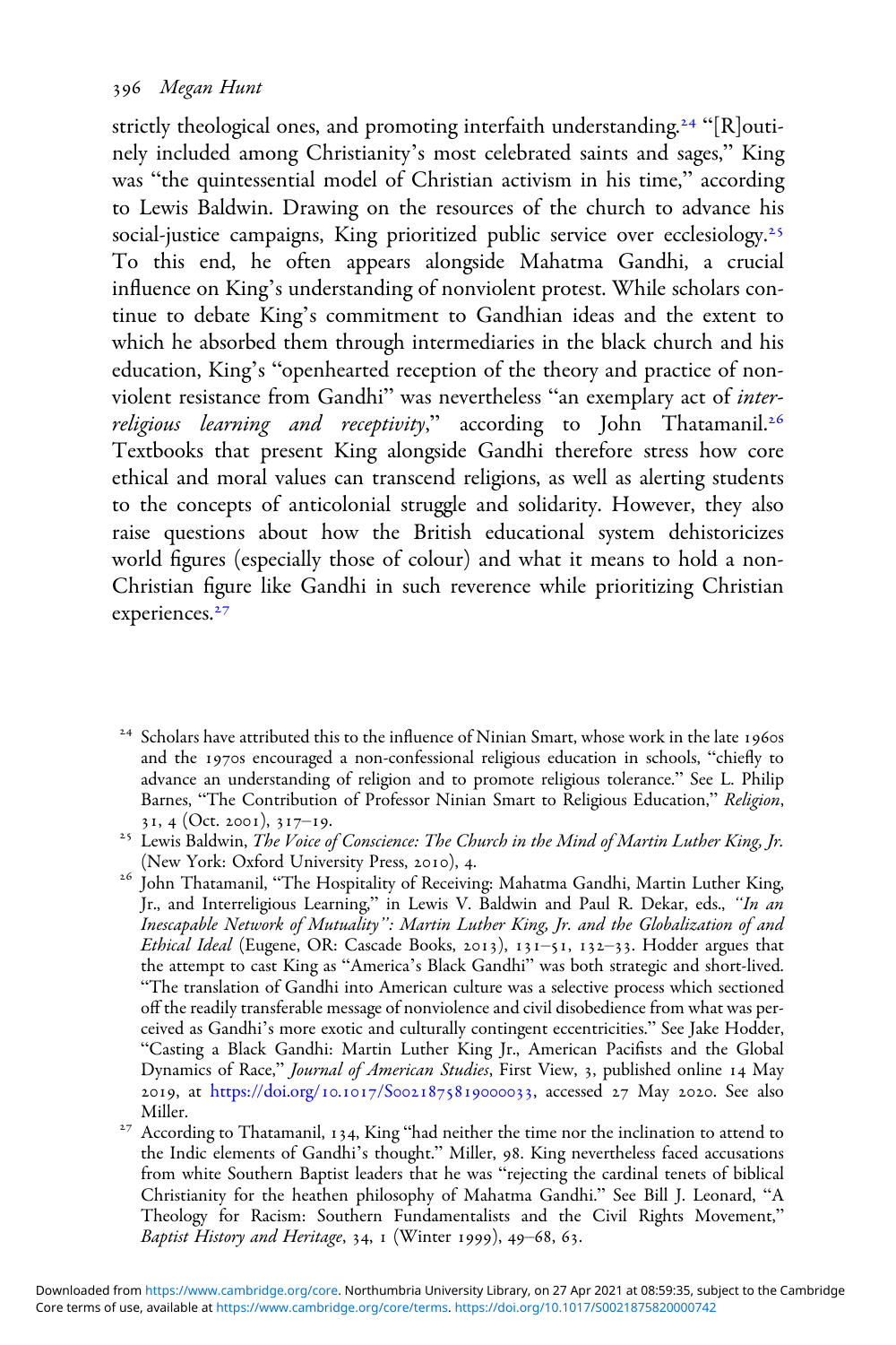strictly theological ones, and promoting interfaith understanding.[24] "[R]outinely included among Christianity's most celebrated saints and sages," King was "the quintessential model of Christian activism in his time," according to Lewis Baldwin. Drawing on the resources of the church to advance his social-justice campaigns, King prioritized public service over ecclesiology.[25] To this end, he often appears alongside Mahatma Gandhi, a crucial influence on King's understanding of nonviolent protest. While scholars continue to debate King's commitment to Gandhian ideas and the extent to which he absorbed them through intermediaries in the black church and his education, King's "openhearted reception of the theory and practice of nonviolent resistance from Gandhi" was nevertheless "an exemplary act of *interreligious learning and receptivity*," according to John Thatamanil.[26] Textbooks that present King alongside Gandhi therefore stress how core ethical and moral values can transcend religions, as well as alerting students to the concepts of anticolonial struggle and solidarity. However, they also raise questions about how the British educational system dehistoricizes world figures (especially those of colour) and what it means to hold a non-Christian figure like Gandhi in such reverence while prioritizing Christian experiences.[27]

[24] Scholars have attributed this to the influence of Ninian Smart, whose work in the late 1960s and the 1970s encouraged a non-confessional religious education in schools, "chiefly to advance an understanding of religion and to promote religious tolerance." See L. Philip Barnes, "The Contribution of Professor Ninian Smart to Religious Education," *Religion*, 31, 4 (Oct. 2001), 317–19.

[25] Lewis Baldwin, *The Voice of Conscience: The Church in the Mind of Martin Luther King, Jr.* (New York: Oxford University Press, 2010), 4.

[26] John Thatamanil, "The Hospitality of Receiving: Mahatma Gandhi, Martin Luther King, Jr., and Interreligious Learning," in Lewis V. Baldwin and Paul R. Dekar, eds., *"In an Inescapable Network of Mutuality": Martin Luther King, Jr. and the Globalization of and Ethical Ideal* (Eugene, OR: Cascade Books, 2013), 131–51, 132–33. Hodder argues that the attempt to cast King as "America's Black Gandhi" was both strategic and short-lived. "The translation of Gandhi into American culture was a selective process which sectioned off the readily transferable message of nonviolence and civil disobedience from what was perceived as Gandhi's more exotic and culturally contingent eccentricities." See Jake Hodder, "Casting a Black Gandhi: Martin Luther King Jr., American Pacifists and the Global Dynamics of Race," *Journal of American Studies*, First View, 3, published online 14 May 2019, at https://doi.org/10.1017/S0021875819000033, accessed 27 May 2020. See also Miller.

[27] According to Thatamanil, 134, King "had neither the time nor the inclination to attend to the Indic elements of Gandhi's thought." Miller, 98. King nevertheless faced accusations from white Southern Baptist leaders that he was "rejecting the cardinal tenets of biblical Christianity for the heathen philosophy of Mahatma Gandhi." See Bill J. Leonard, "A Theology for Racism: Southern Fundamentalists and the Civil Rights Movement," *Baptist History and Heritage*, 34, 1 (Winter 1999), 49–68, 63.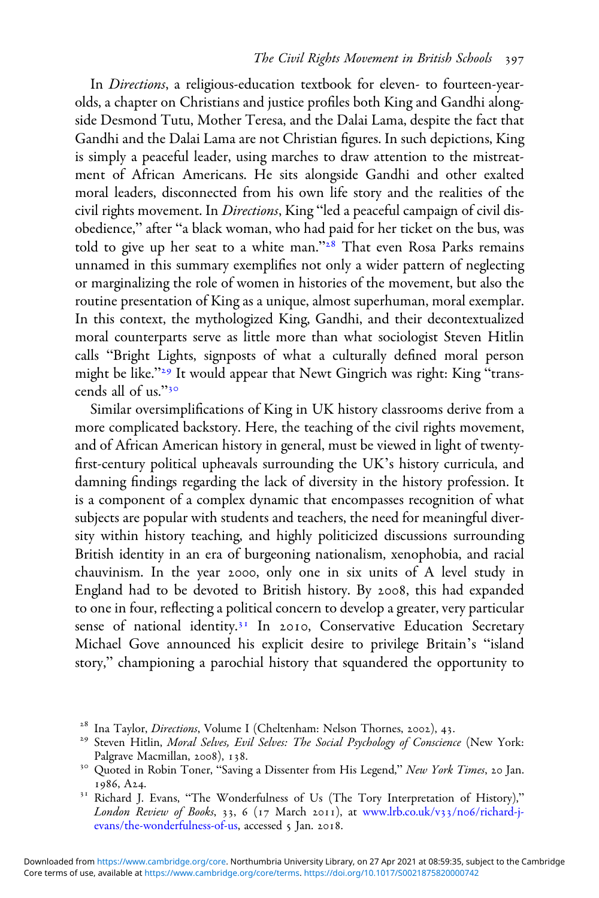In *Directions*, a religious-education textbook for eleven- to fourteen-year-olds, a chapter on Christians and justice profiles both King and Gandhi alongside Desmond Tutu, Mother Teresa, and the Dalai Lama, despite the fact that Gandhi and the Dalai Lama are not Christian figures. In such depictions, King is simply a peaceful leader, using marches to draw attention to the mistreatment of African Americans. He sits alongside Gandhi and other exalted moral leaders, disconnected from his own life story and the realities of the civil rights movement. In *Directions*, King "led a peaceful campaign of civil disobedience," after "a black woman, who had paid for her ticket on the bus, was told to give up her seat to a white man."[28] That even Rosa Parks remains unnamed in this summary exemplifies not only a wider pattern of neglecting or marginalizing the role of women in histories of the movement, but also the routine presentation of King as a unique, almost superhuman, moral exemplar. In this context, the mythologized King, Gandhi, and their decontextualized moral counterparts serve as little more than what sociologist Steven Hitlin calls "Bright Lights, signposts of what a culturally defined moral person might be like."[29] It would appear that Newt Gingrich was right: King "transcends all of us."[30]

Similar oversimplifications of King in UK history classrooms derive from a more complicated backstory. Here, the teaching of the civil rights movement, and of African American history in general, must be viewed in light of twenty-first-century political upheavals surrounding the UK's history curricula, and damning findings regarding the lack of diversity in the history profession. It is a component of a complex dynamic that encompasses recognition of what subjects are popular with students and teachers, the need for meaningful diversity within history teaching, and highly politicized discussions surrounding British identity in an era of burgeoning nationalism, xenophobia, and racial chauvinism. In the year 2000, only one in six units of A level study in England had to be devoted to British history. By 2008, this had expanded to one in four, reflecting a political concern to develop a greater, very particular sense of national identity.[31] In 2010, Conservative Education Secretary Michael Gove announced his explicit desire to privilege Britain's "island story," championing a parochial history that squandered the opportunity to

[28] Ina Taylor, *Directions*, Volume I (Cheltenham: Nelson Thornes, 2002), 43.

[29] Steven Hitlin, *Moral Selves, Evil Selves: The Social Psychology of Conscience* (New York: Palgrave Macmillan, 2008), 138.

[30] Quoted in Robin Toner, "Saving a Dissenter from His Legend," *New York Times*, 20 Jan. 1986, A24.

[31] Richard J. Evans, "The Wonderfulness of Us (The Tory Interpretation of History)," *London Review of Books*, 33, 6 (17 March 2011), at www.lrb.co.uk/v33/n06/richard-j-evans/the-wonderfulness-of-us, accessed 5 Jan. 2018.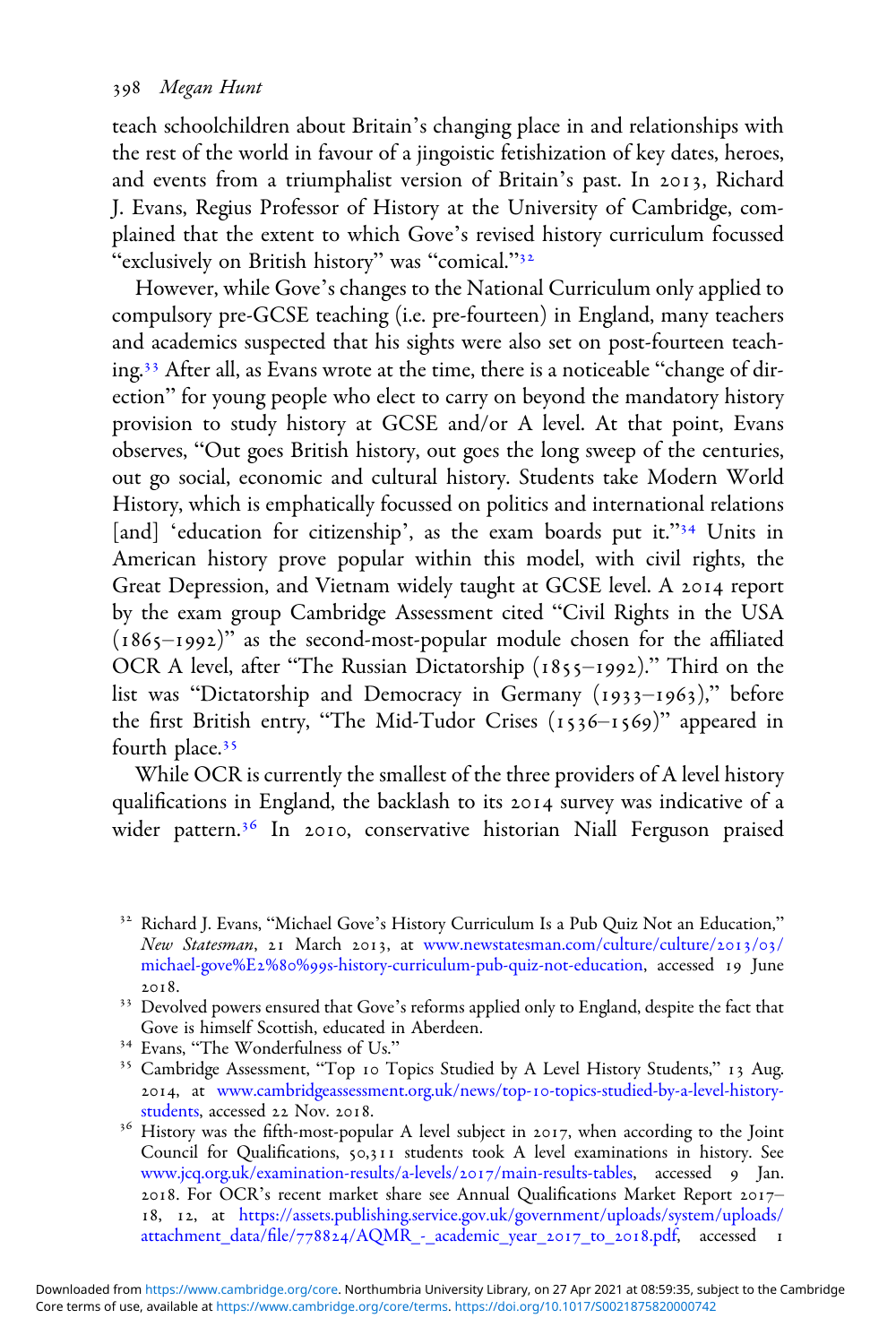teach schoolchildren about Britain's changing place in and relationships with the rest of the world in favour of a jingoistic fetishization of key dates, heroes, and events from a triumphalist version of Britain's past. In 2013, Richard J. Evans, Regius Professor of History at the University of Cambridge, complained that the extent to which Gove's revised history curriculum focussed "exclusively on British history" was "comical."[32]

However, while Gove's changes to the National Curriculum only applied to compulsory pre-GCSE teaching (i.e. pre-fourteen) in England, many teachers and academics suspected that his sights were also set on post-fourteen teaching.[33] After all, as Evans wrote at the time, there is a noticeable "change of direction" for young people who elect to carry on beyond the mandatory history provision to study history at GCSE and/or A level. At that point, Evans observes, "Out goes British history, out goes the long sweep of the centuries, out go social, economic and cultural history. Students take Modern World History, which is emphatically focussed on politics and international relations [and] 'education for citizenship', as the exam boards put it."[34] Units in American history prove popular within this model, with civil rights, the Great Depression, and Vietnam widely taught at GCSE level. A 2014 report by the exam group Cambridge Assessment cited "Civil Rights in the USA (1865–1992)" as the second-most-popular module chosen for the affiliated OCR A level, after "The Russian Dictatorship (1855–1992)." Third on the list was "Dictatorship and Democracy in Germany (1933–1963)," before the first British entry, "The Mid-Tudor Crises (1536–1569)" appeared in fourth place.[35]

While OCR is currently the smallest of the three providers of A level history qualifications in England, the backlash to its 2014 survey was indicative of a wider pattern.[36] In 2010, conservative historian Niall Ferguson praised

[32] Richard J. Evans, "Michael Gove's History Curriculum Is a Pub Quiz Not an Education," *New Statesman*, 21 March 2013, at www.newstatesman.com/culture/culture/2013/03/michael-gove%E2%80%99s-history-curriculum-pub-quiz-not-education, accessed 19 June 2018.

[33] Devolved powers ensured that Gove's reforms applied only to England, despite the fact that Gove is himself Scottish, educated in Aberdeen.

[34] Evans, "The Wonderfulness of Us."

[35] Cambridge Assessment, "Top 10 Topics Studied by A Level History Students," 13 Aug. 2014, at www.cambridgeassessment.org.uk/news/top-10-topics-studied-by-a-level-history-students, accessed 22 Nov. 2018.

[36] History was the fifth-most-popular A level subject in 2017, when according to the Joint Council for Qualifications, 50,311 students took A level examinations in history. See www.jcq.org.uk/examination-results/a-levels/2017/main-results-tables, accessed 9 Jan. 2018. For OCR's recent market share see Annual Qualifications Market Report 2017–18, 12, at https://assets.publishing.service.gov.uk/government/uploads/system/uploads/attachment_data/file/778824/AQMR_-_academic_year_2017_to_2018.pdf, accessed 1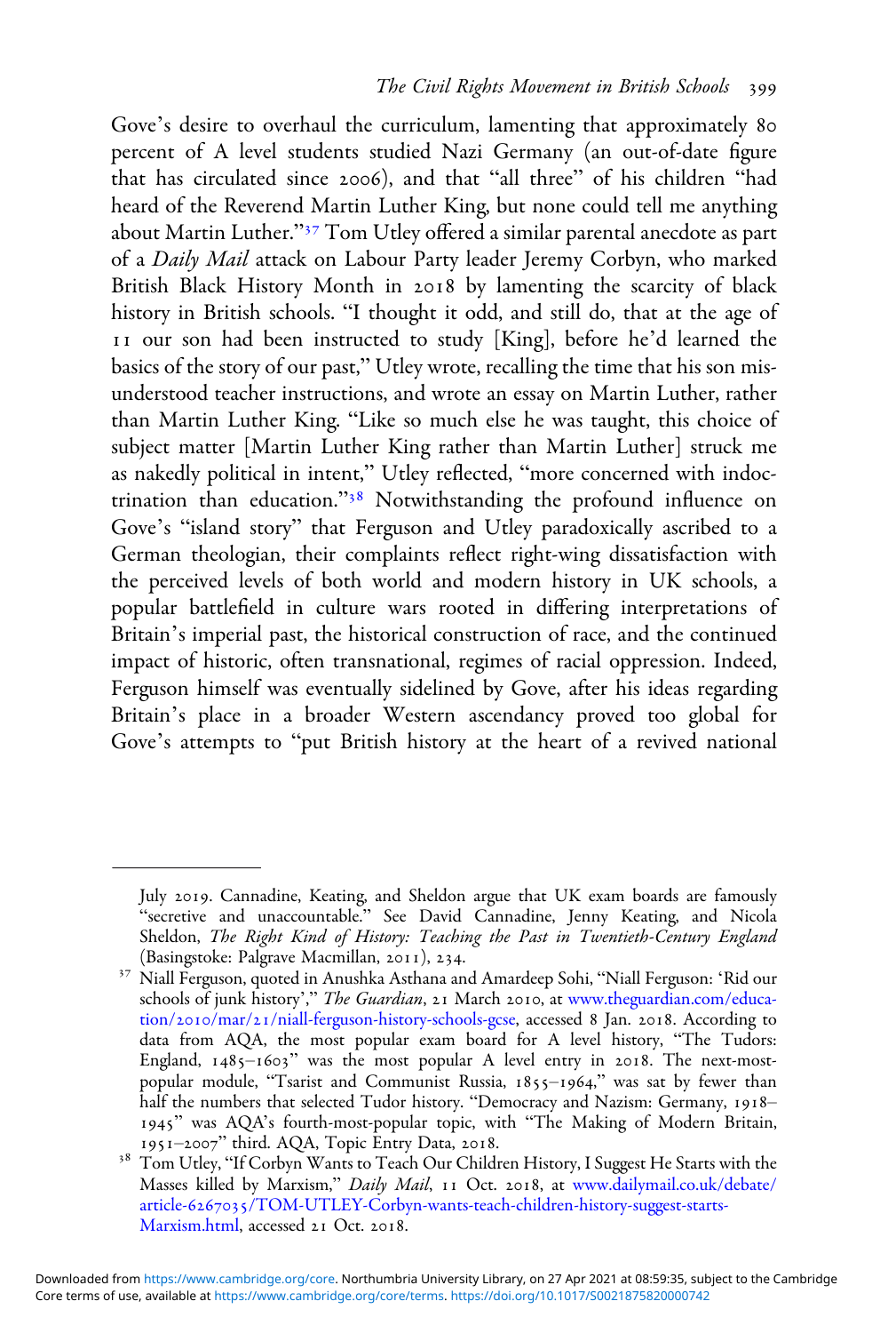Gove's desire to overhaul the curriculum, lamenting that approximately 80 percent of A level students studied Nazi Germany (an out-of-date figure that has circulated since 2006), and that "all three" of his children "had heard of the Reverend Martin Luther King, but none could tell me anything about Martin Luther."[37] Tom Utley offered a similar parental anecdote as part of a *Daily Mail* attack on Labour Party leader Jeremy Corbyn, who marked British Black History Month in 2018 by lamenting the scarcity of black history in British schools. "I thought it odd, and still do, that at the age of 11 our son had been instructed to study [King], before he'd learned the basics of the story of our past," Utley wrote, recalling the time that his son misunderstood teacher instructions, and wrote an essay on Martin Luther, rather than Martin Luther King. "Like so much else he was taught, this choice of subject matter [Martin Luther King rather than Martin Luther] struck me as nakedly political in intent," Utley reflected, "more concerned with indoctrination than education."[38] Notwithstanding the profound influence on Gove's "island story" that Ferguson and Utley paradoxically ascribed to a German theologian, their complaints reflect right-wing dissatisfaction with the perceived levels of both world and modern history in UK schools, a popular battlefield in culture wars rooted in differing interpretations of Britain's imperial past, the historical construction of race, and the continued impact of historic, often transnational, regimes of racial oppression. Indeed, Ferguson himself was eventually sidelined by Gove, after his ideas regarding Britain's place in a broader Western ascendancy proved too global for Gove's attempts to "put British history at the heart of a revived national

---

July 2019. Cannadine, Keating, and Sheldon argue that UK exam boards are famously "secretive and unaccountable." See David Cannadine, Jenny Keating, and Nicola Sheldon, *The Right Kind of History: Teaching the Past in Twentieth-Century England* (Basingstoke: Palgrave Macmillan, 2011), 234.

[37] Niall Ferguson, quoted in Anushka Asthana and Amardeep Sohi, "Niall Ferguson: 'Rid our schools of junk history'," *The Guardian*, 21 March 2010, at www.theguardian.com/education/2010/mar/21/niall-ferguson-history-schools-gcse, accessed 8 Jan. 2018. According to data from AQA, the most popular exam board for A level history, "The Tudors: England, 1485–1603" was the most popular A level entry in 2018. The next-most-popular module, "Tsarist and Communist Russia, 1855–1964," was sat by fewer than half the numbers that selected Tudor history. "Democracy and Nazism: Germany, 1918–1945" was AQA's fourth-most-popular topic, with "The Making of Modern Britain, 1951–2007" third. AQA, Topic Entry Data, 2018.

[38] Tom Utley, "If Corbyn Wants to Teach Our Children History, I Suggest He Starts with the Masses killed by Marxism," *Daily Mail*, 11 Oct. 2018, at www.dailymail.co.uk/debate/article-6267035/TOM-UTLEY-Corbyn-wants-teach-children-history-suggest-starts-Marxism.html, accessed 21 Oct. 2018.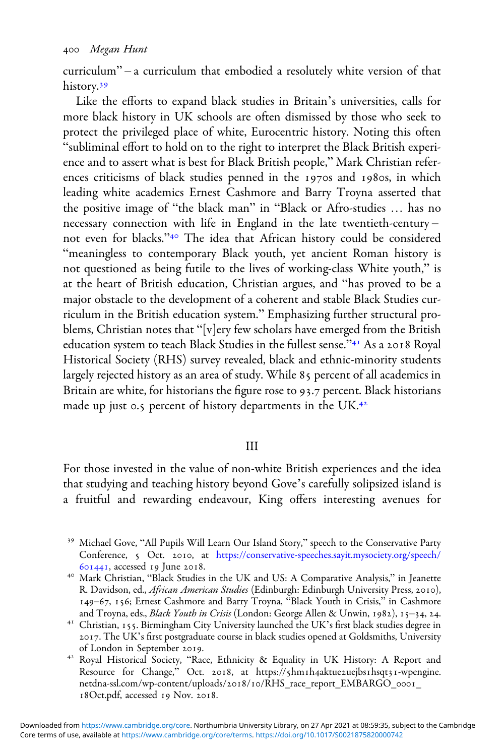curriculum" – a curriculum that embodied a resolutely white version of that history.[39]

Like the efforts to expand black studies in Britain's universities, calls for more black history in UK schools are often dismissed by those who seek to protect the privileged place of white, Eurocentric history. Noting this often "subliminal effort to hold on to the right to interpret the Black British experience and to assert what is best for Black British people," Mark Christian references criticisms of black studies penned in the 1970s and 1980s, in which leading white academics Ernest Cashmore and Barry Troyna asserted that the positive image of "the black man" in "Black or Afro-studies … has no necessary connection with life in England in the late twentieth-century – not even for blacks."[40] The idea that African history could be considered "meaningless to contemporary Black youth, yet ancient Roman history is not questioned as being futile to the lives of working-class White youth," is at the heart of British education, Christian argues, and "has proved to be a major obstacle to the development of a coherent and stable Black Studies curriculum in the British education system." Emphasizing further structural problems, Christian notes that "[v]ery few scholars have emerged from the British education system to teach Black Studies in the fullest sense."[41] As a 2018 Royal Historical Society (RHS) survey revealed, black and ethnic-minority students largely rejected history as an area of study. While 85 percent of all academics in Britain are white, for historians the figure rose to 93.7 percent. Black historians made up just 0.5 percent of history departments in the UK.[42]

## III

For those invested in the value of non-white British experiences and the idea that studying and teaching history beyond Gove's carefully solipsized island is a fruitful and rewarding endeavour, King offers interesting avenues for

[39] Michael Gove, "All Pupils Will Learn Our Island Story," speech to the Conservative Party Conference, 5 Oct. 2010, at https://conservative-speeches.sayit.mysociety.org/speech/601441, accessed 19 June 2018.

[40] Mark Christian, "Black Studies in the UK and US: A Comparative Analysis," in Jeanette R. Davidson, ed., *African American Studies* (Edinburgh: Edinburgh University Press, 2010), 149–67, 156; Ernest Cashmore and Barry Troyna, "Black Youth in Crisis," in Cashmore and Troyna, eds., *Black Youth in Crisis* (London: George Allen & Unwin, 1982), 15–34, 24.

[41] Christian, 155. Birmingham City University launched the UK's first black studies degree in 2017. The UK's first postgraduate course in black studies opened at Goldsmiths, University of London in September 2019.

[42] Royal Historical Society, "Race, Ethnicity & Equality in UK History: A Report and Resource for Change," Oct. 2018, at https://5hm1h4aktue2uejbs1hsqt31-wpengine.netdna-ssl.com/wp-content/uploads/2018/10/RHS_race_report_EMBARGO_0001_18Oct.pdf, accessed 19 Nov. 2018.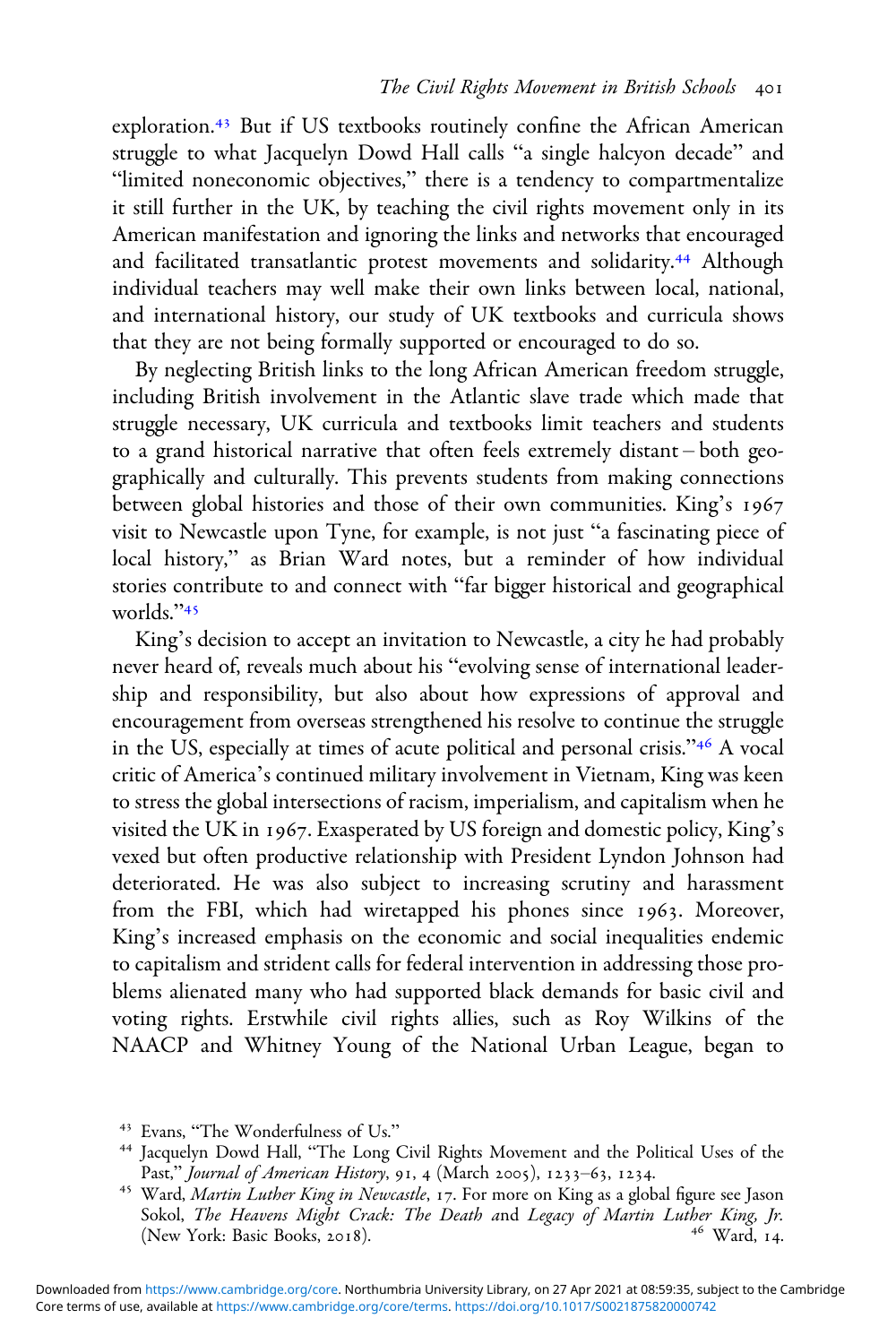exploration.[43] But if US textbooks routinely confine the African American struggle to what Jacquelyn Dowd Hall calls "a single halcyon decade" and "limited noneconomic objectives," there is a tendency to compartmentalize it still further in the UK, by teaching the civil rights movement only in its American manifestation and ignoring the links and networks that encouraged and facilitated transatlantic protest movements and solidarity.[44] Although individual teachers may well make their own links between local, national, and international history, our study of UK textbooks and curricula shows that they are not being formally supported or encouraged to do so.

By neglecting British links to the long African American freedom struggle, including British involvement in the Atlantic slave trade which made that struggle necessary, UK curricula and textbooks limit teachers and students to a grand historical narrative that often feels extremely distant – both geographically and culturally. This prevents students from making connections between global histories and those of their own communities. King's 1967 visit to Newcastle upon Tyne, for example, is not just "a fascinating piece of local history," as Brian Ward notes, but a reminder of how individual stories contribute to and connect with "far bigger historical and geographical worlds."[45]

King's decision to accept an invitation to Newcastle, a city he had probably never heard of, reveals much about his "evolving sense of international leadership and responsibility, but also about how expressions of approval and encouragement from overseas strengthened his resolve to continue the struggle in the US, especially at times of acute political and personal crisis."[46] A vocal critic of America's continued military involvement in Vietnam, King was keen to stress the global intersections of racism, imperialism, and capitalism when he visited the UK in 1967. Exasperated by US foreign and domestic policy, King's vexed but often productive relationship with President Lyndon Johnson had deteriorated. He was also subject to increasing scrutiny and harassment from the FBI, which had wiretapped his phones since 1963. Moreover, King's increased emphasis on the economic and social inequalities endemic to capitalism and strident calls for federal intervention in addressing those problems alienated many who had supported black demands for basic civil and voting rights. Erstwhile civil rights allies, such as Roy Wilkins of the NAACP and Whitney Young of the National Urban League, began to

[43] Evans, "The Wonderfulness of Us."

[44] Jacquelyn Dowd Hall, "The Long Civil Rights Movement and the Political Uses of the Past," *Journal of American History*, 91, 4 (March 2005), 1233–63, 1234.

[45] Ward, *Martin Luther King in Newcastle*, 17. For more on King as a global figure see Jason Sokol, *The Heavens Might Crack: The Death and Legacy of Martin Luther King, Jr.* (New York: Basic Books, 2018).

[46] Ward, 14.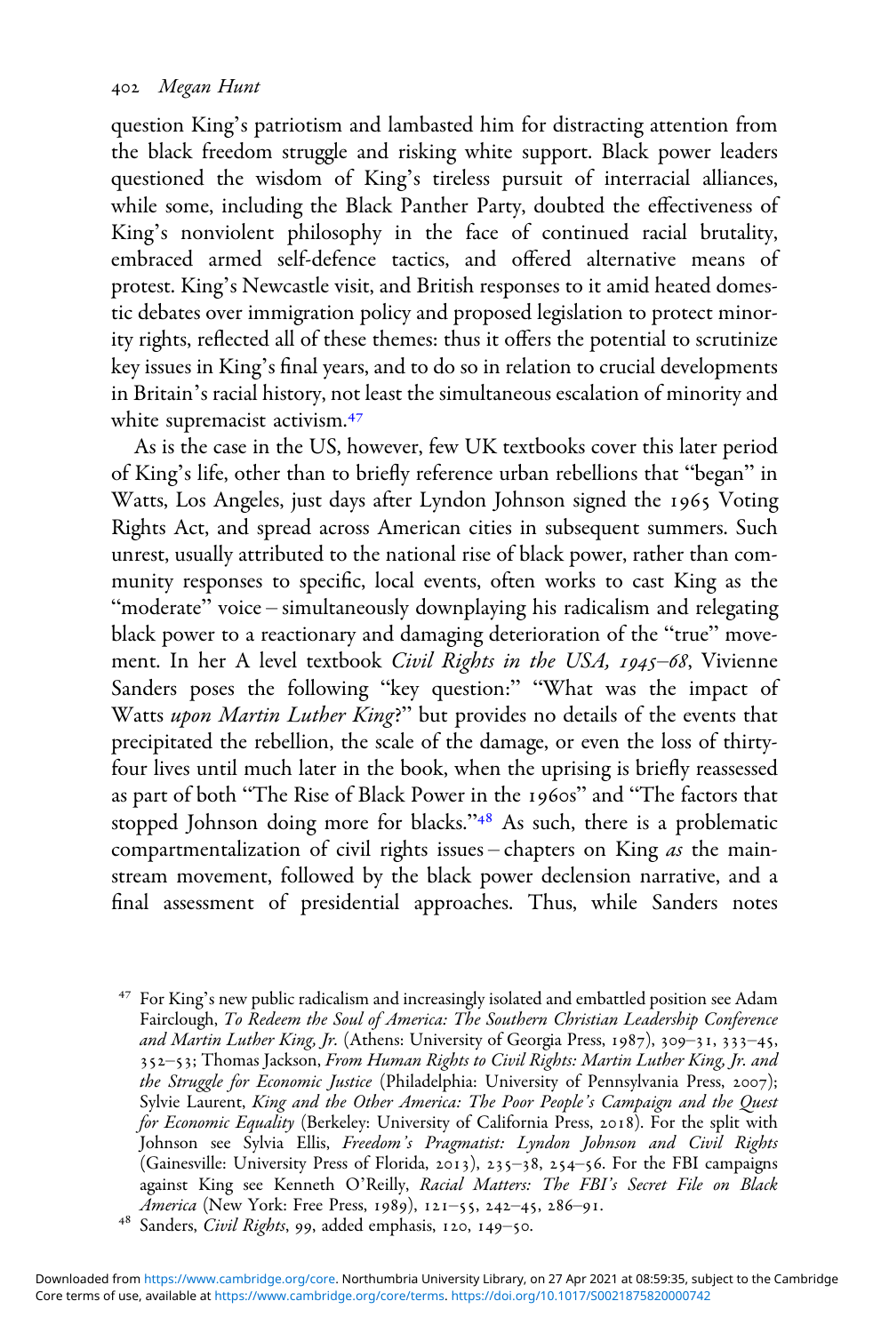question King's patriotism and lambasted him for distracting attention from the black freedom struggle and risking white support. Black power leaders questioned the wisdom of King's tireless pursuit of interracial alliances, while some, including the Black Panther Party, doubted the effectiveness of King's nonviolent philosophy in the face of continued racial brutality, embraced armed self-defence tactics, and offered alternative means of protest. King's Newcastle visit, and British responses to it amid heated domestic debates over immigration policy and proposed legislation to protect minority rights, reflected all of these themes: thus it offers the potential to scrutinize key issues in King's final years, and to do so in relation to crucial developments in Britain's racial history, not least the simultaneous escalation of minority and white supremacist activism.[47]

As is the case in the US, however, few UK textbooks cover this later period of King's life, other than to briefly reference urban rebellions that "began" in Watts, Los Angeles, just days after Lyndon Johnson signed the 1965 Voting Rights Act, and spread across American cities in subsequent summers. Such unrest, usually attributed to the national rise of black power, rather than community responses to specific, local events, often works to cast King as the "moderate" voice – simultaneously downplaying his radicalism and relegating black power to a reactionary and damaging deterioration of the "true" movement. In her A level textbook *Civil Rights in the USA, 1945–68*, Vivienne Sanders poses the following "key question:" "What was the impact of Watts *upon Martin Luther King*?" but provides no details of the events that precipitated the rebellion, the scale of the damage, or even the loss of thirty-four lives until much later in the book, when the uprising is briefly reassessed as part of both "The Rise of Black Power in the 1960s" and "The factors that stopped Johnson doing more for blacks."[48] As such, there is a problematic compartmentalization of civil rights issues – chapters on King *as* the mainstream movement, followed by the black power declension narrative, and a final assessment of presidential approaches. Thus, while Sanders notes

[47] For King's new public radicalism and increasingly isolated and embattled position see Adam Fairclough, *To Redeem the Soul of America: The Southern Christian Leadership Conference and Martin Luther King, Jr.* (Athens: University of Georgia Press, 1987), 309–31, 333–45, 352–53; Thomas Jackson, *From Human Rights to Civil Rights: Martin Luther King, Jr. and the Struggle for Economic Justice* (Philadelphia: University of Pennsylvania Press, 2007); Sylvie Laurent, *King and the Other America: The Poor People's Campaign and the Quest for Economic Equality* (Berkeley: University of California Press, 2018). For the split with Johnson see Sylvia Ellis, *Freedom's Pragmatist: Lyndon Johnson and Civil Rights* (Gainesville: University Press of Florida, 2013), 235–38, 254–56. For the FBI campaigns against King see Kenneth O'Reilly, *Racial Matters: The FBI's Secret File on Black America* (New York: Free Press, 1989), 121–55, 242–45, 286–91.

[48] Sanders, *Civil Rights*, 99, added emphasis, 120, 149–50.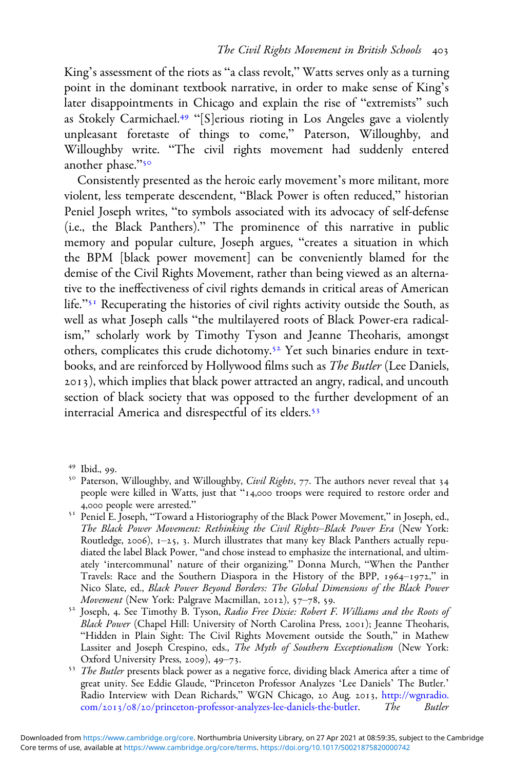King's assessment of the riots as "a class revolt," Watts serves only as a turning point in the dominant textbook narrative, in order to make sense of King's later disappointments in Chicago and explain the rise of "extremists" such as Stokely Carmichael.[49] "[S]erious rioting in Los Angeles gave a violently unpleasant foretaste of things to come," Paterson, Willoughby, and Willoughby write. "The civil rights movement had suddenly entered another phase."[50]

Consistently presented as the heroic early movement's more militant, more violent, less temperate descendent, "Black Power is often reduced," historian Peniel Joseph writes, "to symbols associated with its advocacy of self-defense (i.e., the Black Panthers)." The prominence of this narrative in public memory and popular culture, Joseph argues, "creates a situation in which the BPM [black power movement] can be conveniently blamed for the demise of the Civil Rights Movement, rather than being viewed as an alternative to the ineffectiveness of civil rights demands in critical areas of American life."[51] Recuperating the histories of civil rights activity outside the South, as well as what Joseph calls "the multilayered roots of Black Power-era radicalism," scholarly work by Timothy Tyson and Jeanne Theoharis, amongst others, complicates this crude dichotomy.[52] Yet such binaries endure in textbooks, and are reinforced by Hollywood films such as *The Butler* (Lee Daniels, 2013), which implies that black power attracted an angry, radical, and uncouth section of black society that was opposed to the further development of an interracial America and disrespectful of its elders.[53]

[49] Ibid., 99.

[50] Paterson, Willoughby, and Willoughby, *Civil Rights*, 77. The authors never reveal that 34 people were killed in Watts, just that "14,000 troops were required to restore order and 4,000 people were arrested."

[51] Peniel E. Joseph, "Toward a Historiography of the Black Power Movement," in Joseph, ed., *The Black Power Movement: Rethinking the Civil Rights–Black Power Era* (New York: Routledge, 2006), 1–25, 3. Murch illustrates that many key Black Panthers actually repudiated the label Black Power, "and chose instead to emphasize the international, and ultimately 'intercommunal' nature of their organizing." Donna Murch, "When the Panther Travels: Race and the Southern Diaspora in the History of the BPP, 1964–1972," in Nico Slate, ed., *Black Power Beyond Borders: The Global Dimensions of the Black Power Movement* (New York: Palgrave Macmillan, 2012), 57–78, 59.

[52] Joseph, 4. See Timothy B. Tyson, *Radio Free Dixie: Robert F. Williams and the Roots of Black Power* (Chapel Hill: University of North Carolina Press, 2001); Jeanne Theoharis, "Hidden in Plain Sight: The Civil Rights Movement outside the South," in Mathew Lassiter and Joseph Crespino, eds., *The Myth of Southern Exceptionalism* (New York: Oxford University Press, 2009), 49–73.

[53] *The Butler* presents black power as a negative force, dividing black America after a time of great unity. See Eddie Glaude, "Princeton Professor Analyzes 'Lee Daniels' The Butler.' Radio Interview with Dean Richards," WGN Chicago, 20 Aug. 2013, http://wgnradio.com/2013/08/20/princeton-professor-analyzes-lee-daniels-the-butler. *The Butler*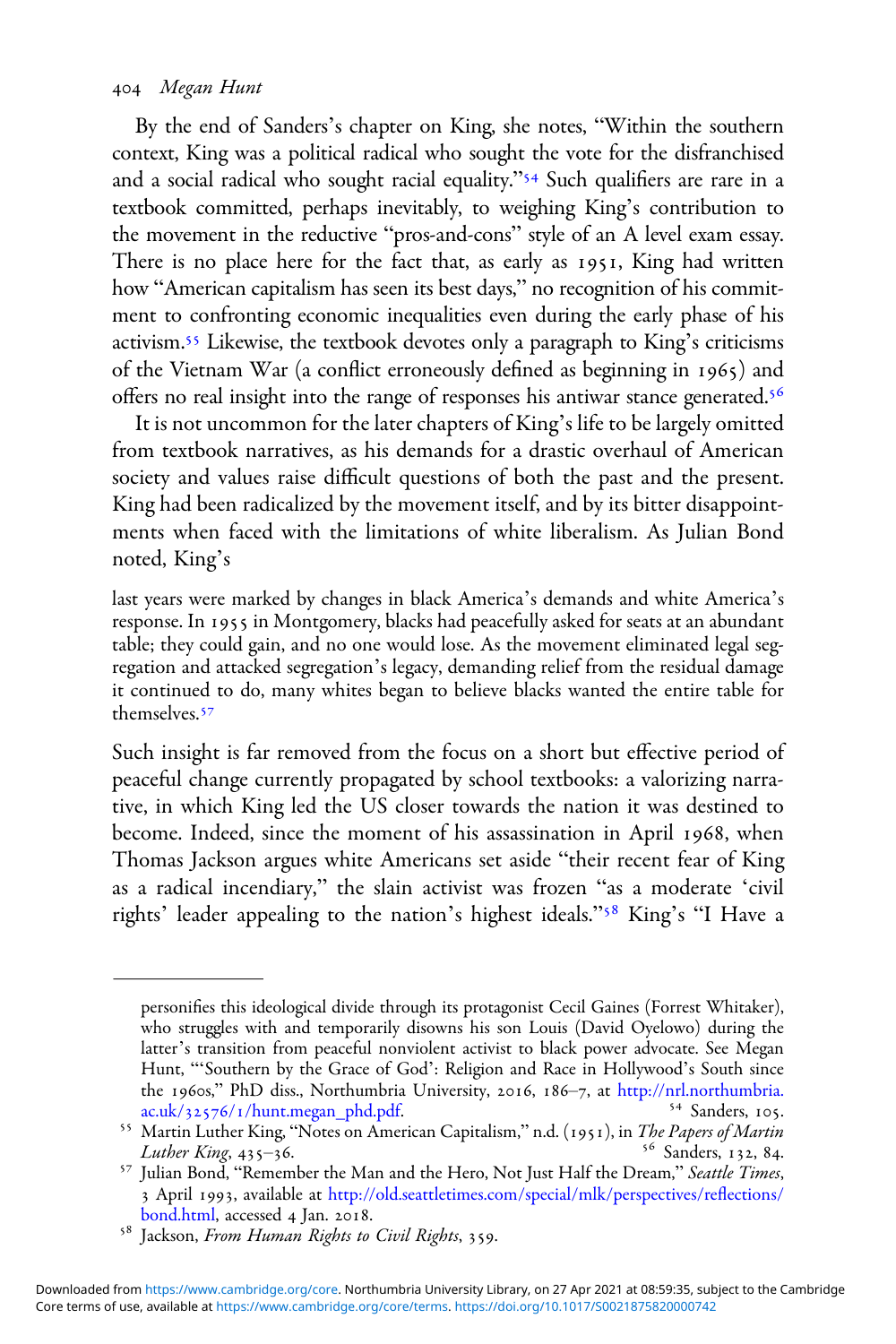By the end of Sanders's chapter on King, she notes, "Within the southern context, King was a political radical who sought the vote for the disfranchised and a social radical who sought racial equality."[54] Such qualifiers are rare in a textbook committed, perhaps inevitably, to weighing King's contribution to the movement in the reductive "pros-and-cons" style of an A level exam essay. There is no place here for the fact that, as early as 1951, King had written how "American capitalism has seen its best days," no recognition of his commitment to confronting economic inequalities even during the early phase of his activism.[55] Likewise, the textbook devotes only a paragraph to King's criticisms of the Vietnam War (a conflict erroneously defined as beginning in 1965) and offers no real insight into the range of responses his antiwar stance generated.[56]

It is not uncommon for the later chapters of King's life to be largely omitted from textbook narratives, as his demands for a drastic overhaul of American society and values raise difficult questions of both the past and the present. King had been radicalized by the movement itself, and by its bitter disappointments when faced with the limitations of white liberalism. As Julian Bond noted, King's

> last years were marked by changes in black America's demands and white America's response. In 1955 in Montgomery, blacks had peacefully asked for seats at an abundant table; they could gain, and no one would lose. As the movement eliminated legal segregation and attacked segregation's legacy, demanding relief from the residual damage it continued to do, many whites began to believe blacks wanted the entire table for themselves.[57]

Such insight is far removed from the focus on a short but effective period of peaceful change currently propagated by school textbooks: a valorizing narrative, in which King led the US closer towards the nation it was destined to become. Indeed, since the moment of his assassination in April 1968, when Thomas Jackson argues white Americans set aside "their recent fear of King as a radical incendiary," the slain activist was frozen "as a moderate 'civil rights' leader appealing to the nation's highest ideals."[58] King's "I Have a

---

personifies this ideological divide through its protagonist Cecil Gaines (Forrest Whitaker), who struggles with and temporarily disowns his son Louis (David Oyelowo) during the latter's transition from peaceful nonviolent activist to black power advocate. See Megan Hunt, "'Southern by the Grace of God': Religion and Race in Hollywood's South since the 1960s," PhD diss., Northumbria University, 2016, 186–7, at http://nrl.northumbria.ac.uk/32576/1/hunt.megan_phd.pdf.

[54] Sanders, 105.

[55] Martin Luther King, "Notes on American Capitalism," n.d. (1951), in *The Papers of Martin Luther King*, 435–36.

[56] Sanders, 132, 84.

[57] Julian Bond, "Remember the Man and the Hero, Not Just Half the Dream," *Seattle Times*, 3 April 1993, available at http://old.seattletimes.com/special/mlk/perspectives/reflections/bond.html, accessed 4 Jan. 2018.

[58] Jackson, *From Human Rights to Civil Rights*, 359.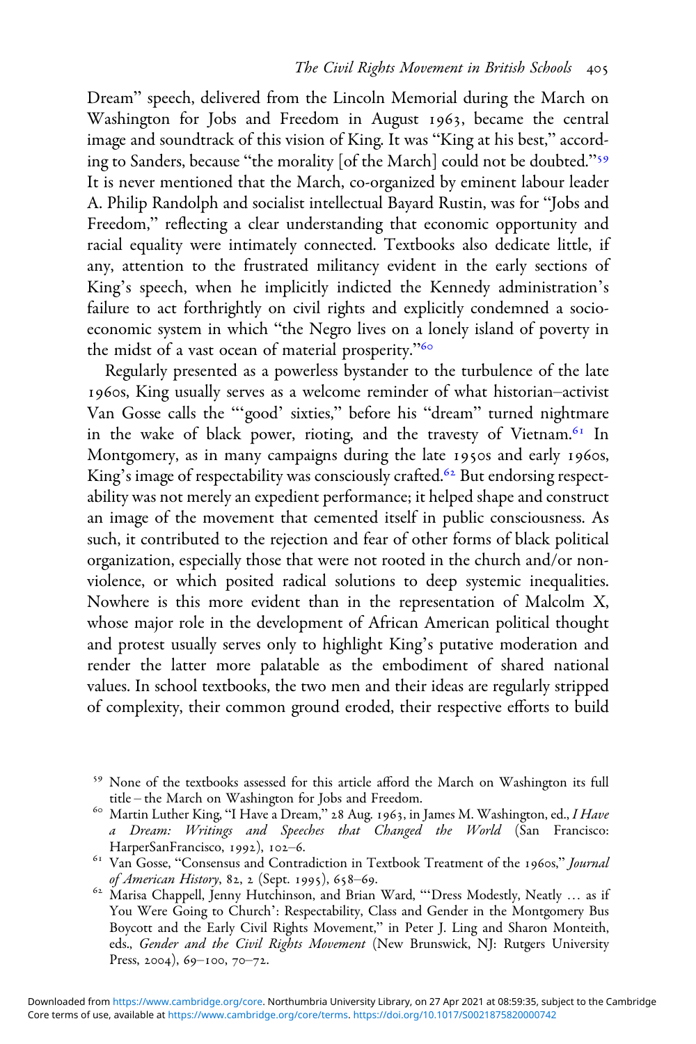Dream" speech, delivered from the Lincoln Memorial during the March on Washington for Jobs and Freedom in August 1963, became the central image and soundtrack of this vision of King. It was "King at his best," according to Sanders, because "the morality [of the March] could not be doubted."[59] It is never mentioned that the March, co-organized by eminent labour leader A. Philip Randolph and socialist intellectual Bayard Rustin, was for "Jobs and Freedom," reflecting a clear understanding that economic opportunity and racial equality were intimately connected. Textbooks also dedicate little, if any, attention to the frustrated militancy evident in the early sections of King's speech, when he implicitly indicted the Kennedy administration's failure to act forthrightly on civil rights and explicitly condemned a socio-economic system in which "the Negro lives on a lonely island of poverty in the midst of a vast ocean of material prosperity."[60]

Regularly presented as a powerless bystander to the turbulence of the late 1960s, King usually serves as a welcome reminder of what historian–activist Van Gosse calls the "'good' sixties," before his "dream" turned nightmare in the wake of black power, rioting, and the travesty of Vietnam.[61] In Montgomery, as in many campaigns during the late 1950s and early 1960s, King's image of respectability was consciously crafted.[62] But endorsing respectability was not merely an expedient performance; it helped shape and construct an image of the movement that cemented itself in public consciousness. As such, it contributed to the rejection and fear of other forms of black political organization, especially those that were not rooted in the church and/or nonviolence, or which posited radical solutions to deep systemic inequalities. Nowhere is this more evident than in the representation of Malcolm X, whose major role in the development of African American political thought and protest usually serves only to highlight King's putative moderation and render the latter more palatable as the embodiment of shared national values. In school textbooks, the two men and their ideas are regularly stripped of complexity, their common ground eroded, their respective efforts to build

[59] None of the textbooks assessed for this article afford the March on Washington its full title – the March on Washington for Jobs and Freedom.

[60] Martin Luther King, "I Have a Dream," 28 Aug. 1963, in James M. Washington, ed., *I Have a Dream: Writings and Speeches that Changed the World* (San Francisco: HarperSanFrancisco, 1992), 102–6.

[61] Van Gosse, "Consensus and Contradiction in Textbook Treatment of the 1960s," *Journal of American History*, 82, 2 (Sept. 1995), 658–69.

[62] Marisa Chappell, Jenny Hutchinson, and Brian Ward, "'Dress Modestly, Neatly … as if You Were Going to Church': Respectability, Class and Gender in the Montgomery Bus Boycott and the Early Civil Rights Movement," in Peter J. Ling and Sharon Monteith, eds., *Gender and the Civil Rights Movement* (New Brunswick, NJ: Rutgers University Press, 2004), 69–100, 70–72.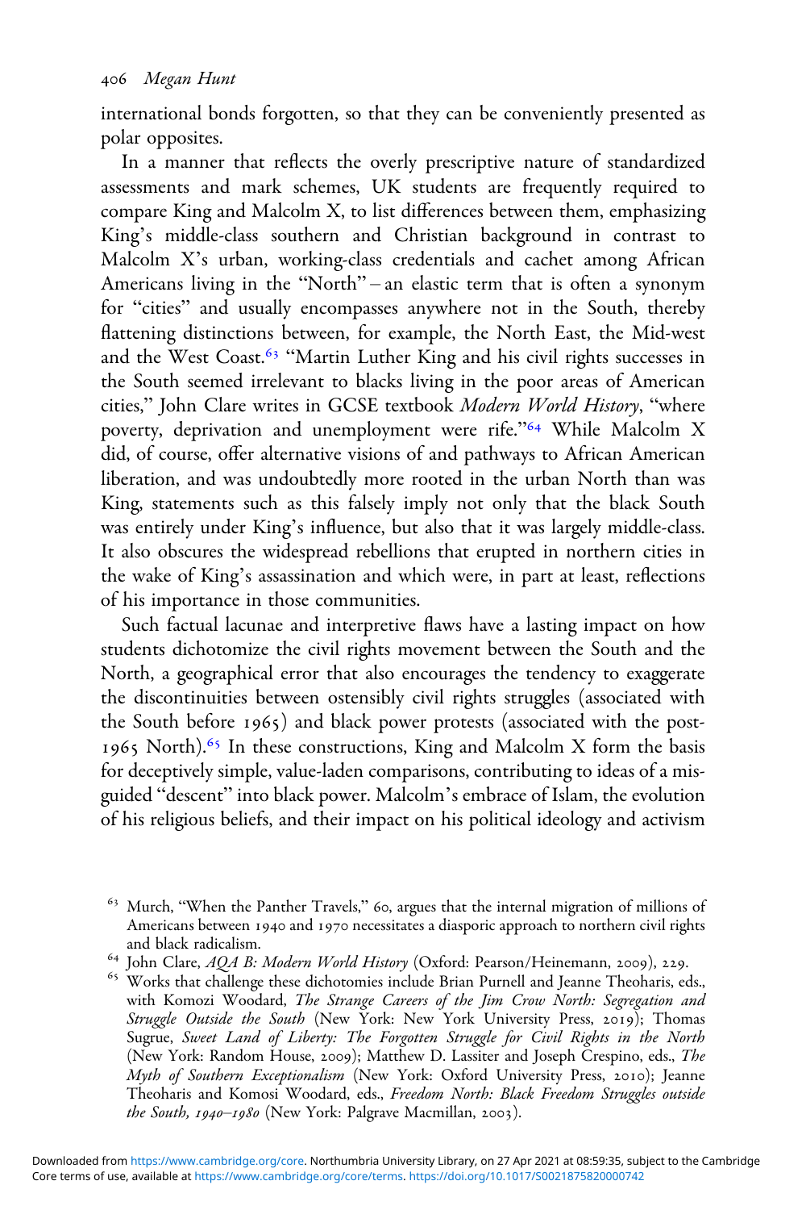international bonds forgotten, so that they can be conveniently presented as polar opposites.

In a manner that reflects the overly prescriptive nature of standardized assessments and mark schemes, UK students are frequently required to compare King and Malcolm X, to list differences between them, emphasizing King's middle-class southern and Christian background in contrast to Malcolm X's urban, working-class credentials and cachet among African Americans living in the "North" – an elastic term that is often a synonym for "cities" and usually encompasses anywhere not in the South, thereby flattening distinctions between, for example, the North East, the Mid-west and the West Coast.[63] "Martin Luther King and his civil rights successes in the South seemed irrelevant to blacks living in the poor areas of American cities," John Clare writes in GCSE textbook *Modern World History*, "where poverty, deprivation and unemployment were rife."[64] While Malcolm X did, of course, offer alternative visions of and pathways to African American liberation, and was undoubtedly more rooted in the urban North than was King, statements such as this falsely imply not only that the black South was entirely under King's influence, but also that it was largely middle-class. It also obscures the widespread rebellions that erupted in northern cities in the wake of King's assassination and which were, in part at least, reflections of his importance in those communities.

Such factual lacunae and interpretive flaws have a lasting impact on how students dichotomize the civil rights movement between the South and the North, a geographical error that also encourages the tendency to exaggerate the discontinuities between ostensibly civil rights struggles (associated with the South before 1965) and black power protests (associated with the post-1965 North).[65] In these constructions, King and Malcolm X form the basis for deceptively simple, value-laden comparisons, contributing to ideas of a misguided "descent" into black power. Malcolm's embrace of Islam, the evolution of his religious beliefs, and their impact on his political ideology and activism

[63] Murch, "When the Panther Travels," 60, argues that the internal migration of millions of Americans between 1940 and 1970 necessitates a diasporic approach to northern civil rights and black radicalism.

[64] John Clare, *AQA B: Modern World History* (Oxford: Pearson/Heinemann, 2009), 229.

[65] Works that challenge these dichotomies include Brian Purnell and Jeanne Theoharis, eds., with Komozi Woodard, *The Strange Careers of the Jim Crow North: Segregation and Struggle Outside the South* (New York: New York University Press, 2019); Thomas Sugrue, *Sweet Land of Liberty: The Forgotten Struggle for Civil Rights in the North* (New York: Random House, 2009); Matthew D. Lassiter and Joseph Crespino, eds., *The Myth of Southern Exceptionalism* (New York: Oxford University Press, 2010); Jeanne Theoharis and Komosi Woodard, eds., *Freedom North: Black Freedom Struggles outside the South, 1940–1980* (New York: Palgrave Macmillan, 2003).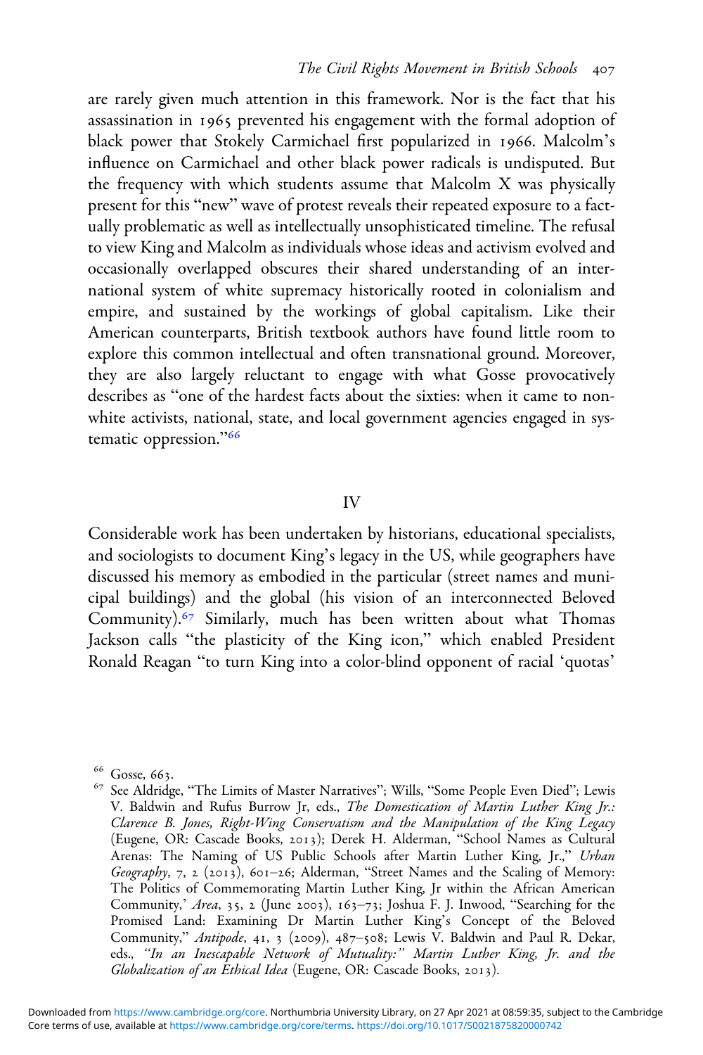are rarely given much attention in this framework. Nor is the fact that his assassination in 1965 prevented his engagement with the formal adoption of black power that Stokely Carmichael first popularized in 1966. Malcolm's influence on Carmichael and other black power radicals is undisputed. But the frequency with which students assume that Malcolm X was physically present for this "new" wave of protest reveals their repeated exposure to a factually problematic as well as intellectually unsophisticated timeline. The refusal to view King and Malcolm as individuals whose ideas and activism evolved and occasionally overlapped obscures their shared understanding of an international system of white supremacy historically rooted in colonialism and empire, and sustained by the workings of global capitalism. Like their American counterparts, British textbook authors have found little room to explore this common intellectual and often transnational ground. Moreover, they are also largely reluctant to engage with what Gosse provocatively describes as "one of the hardest facts about the sixties: when it came to nonwhite activists, national, state, and local government agencies engaged in systematic oppression."[66]

## IV

Considerable work has been undertaken by historians, educational specialists, and sociologists to document King's legacy in the US, while geographers have discussed his memory as embodied in the particular (street names and municipal buildings) and the global (his vision of an interconnected Beloved Community).[67] Similarly, much has been written about what Thomas Jackson calls "the plasticity of the King icon," which enabled President Ronald Reagan "to turn King into a color-blind opponent of racial 'quotas'

[66] Gosse, 663.

[67] See Aldridge, "The Limits of Master Narratives"; Wills, "Some People Even Died"; Lewis V. Baldwin and Rufus Burrow Jr, eds., *The Domestication of Martin Luther King Jr.: Clarence B. Jones, Right-Wing Conservatism and the Manipulation of the King Legacy* (Eugene, OR: Cascade Books, 2013); Derek H. Alderman, "School Names as Cultural Arenas: The Naming of US Public Schools after Martin Luther King, Jr.," *Urban Geography*, 7, 2 (2013), 601–26; Alderman, "Street Names and the Scaling of Memory: The Politics of Commemorating Martin Luther King, Jr within the African American Community,' *Area*, 35, 2 (June 2003), 163–73; Joshua F. J. Inwood, "Searching for the Promised Land: Examining Dr Martin Luther King's Concept of the Beloved Community," *Antipode*, 41, 3 (2009), 487–508; Lewis V. Baldwin and Paul R. Dekar, eds., *"In an Inescapable Network of Mutuality:" Martin Luther King, Jr. and the Globalization of an Ethical Idea* (Eugene, OR: Cascade Books, 2013).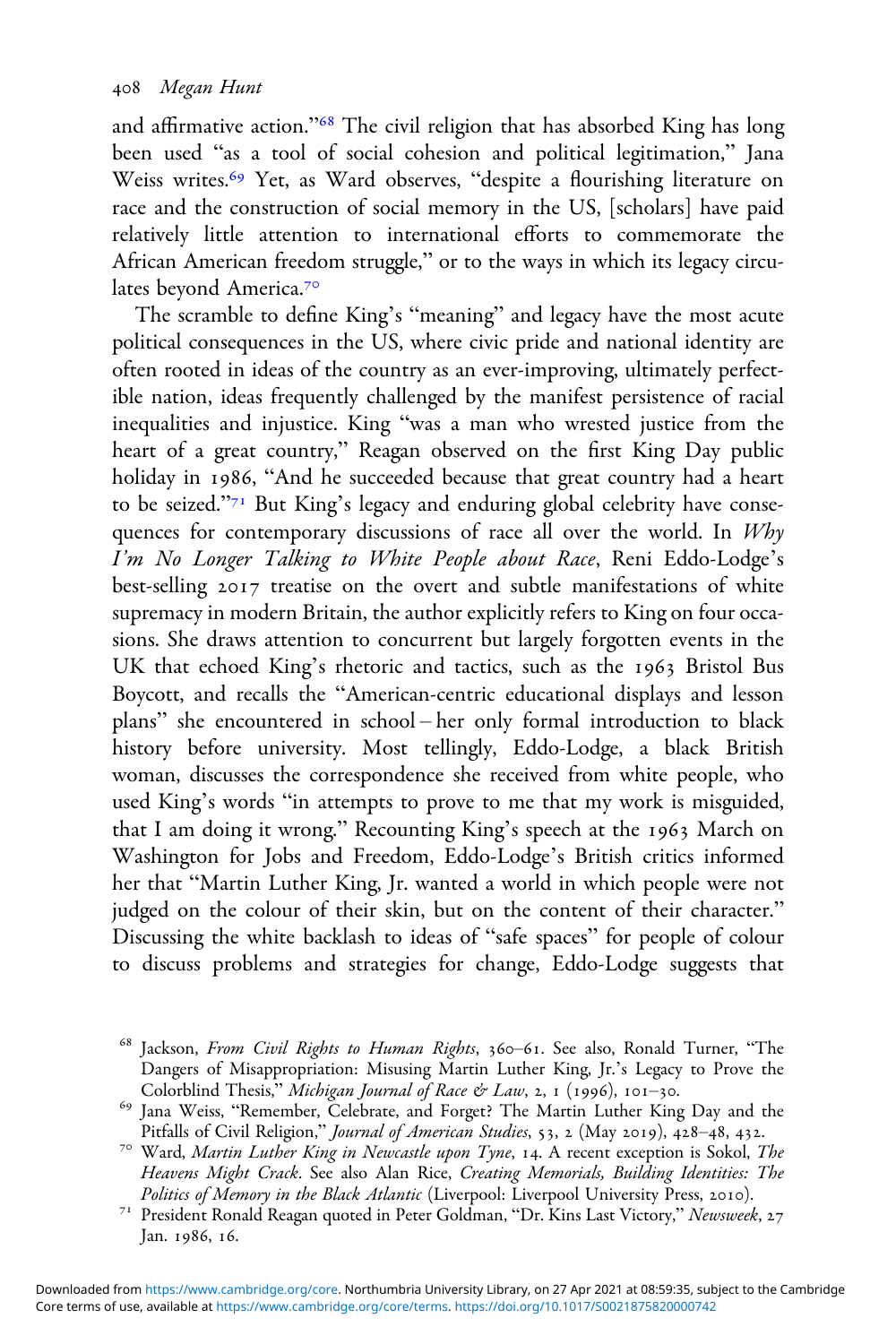and affirmative action."[68] The civil religion that has absorbed King has long been used "as a tool of social cohesion and political legitimation," Jana Weiss writes.[69] Yet, as Ward observes, "despite a flourishing literature on race and the construction of social memory in the US, [scholars] have paid relatively little attention to international efforts to commemorate the African American freedom struggle," or to the ways in which its legacy circulates beyond America.[70]

The scramble to define King's "meaning" and legacy have the most acute political consequences in the US, where civic pride and national identity are often rooted in ideas of the country as an ever-improving, ultimately perfectible nation, ideas frequently challenged by the manifest persistence of racial inequalities and injustice. King "was a man who wrested justice from the heart of a great country," Reagan observed on the first King Day public holiday in 1986, "And he succeeded because that great country had a heart to be seized."[71] But King's legacy and enduring global celebrity have consequences for contemporary discussions of race all over the world. In *Why I'm No Longer Talking to White People about Race*, Reni Eddo-Lodge's best-selling 2017 treatise on the overt and subtle manifestations of white supremacy in modern Britain, the author explicitly refers to King on four occasions. She draws attention to concurrent but largely forgotten events in the UK that echoed King's rhetoric and tactics, such as the 1963 Bristol Bus Boycott, and recalls the "American-centric educational displays and lesson plans" she encountered in school – her only formal introduction to black history before university. Most tellingly, Eddo-Lodge, a black British woman, discusses the correspondence she received from white people, who used King's words "in attempts to prove to me that my work is misguided, that I am doing it wrong." Recounting King's speech at the 1963 March on Washington for Jobs and Freedom, Eddo-Lodge's British critics informed her that "Martin Luther King, Jr. wanted a world in which people were not judged on the colour of their skin, but on the content of their character." Discussing the white backlash to ideas of "safe spaces" for people of colour to discuss problems and strategies for change, Eddo-Lodge suggests that

[68] Jackson, *From Civil Rights to Human Rights*, 360–61. See also, Ronald Turner, "The Dangers of Misappropriation: Misusing Martin Luther King, Jr.'s Legacy to Prove the Colorblind Thesis," *Michigan Journal of Race & Law*, 2, 1 (1996), 101–30.

[69] Jana Weiss, "Remember, Celebrate, and Forget? The Martin Luther King Day and the Pitfalls of Civil Religion," *Journal of American Studies*, 53, 2 (May 2019), 428–48, 432.

[70] Ward, *Martin Luther King in Newcastle upon Tyne*, 14. A recent exception is Sokol, *The Heavens Might Crack*. See also Alan Rice, *Creating Memorials, Building Identities: The Politics of Memory in the Black Atlantic* (Liverpool: Liverpool University Press, 2010).

[71] President Ronald Reagan quoted in Peter Goldman, "Dr. Kins Last Victory," *Newsweek*, 27 Jan. 1986, 16.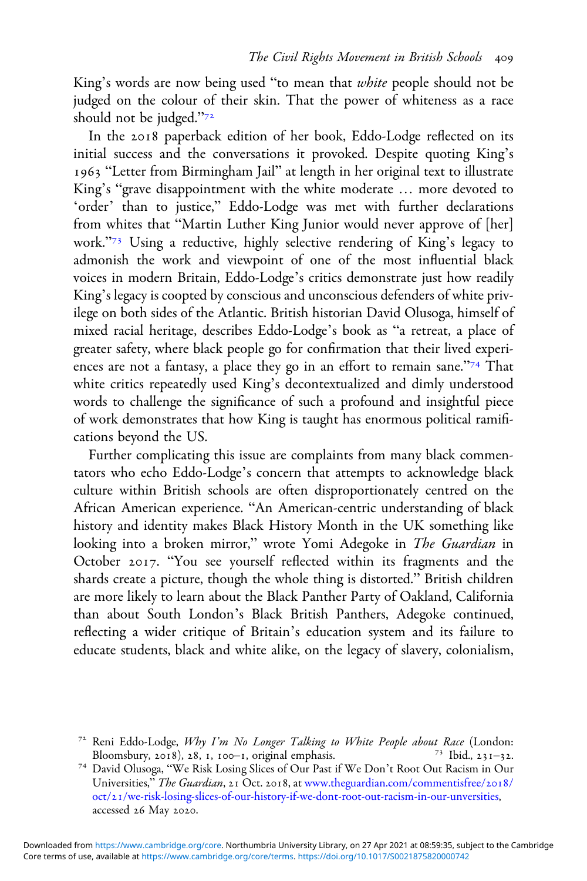King's words are now being used "to mean that *white* people should not be judged on the colour of their skin. That the power of whiteness as a race should not be judged."[72]

In the 2018 paperback edition of her book, Eddo-Lodge reflected on its initial success and the conversations it provoked. Despite quoting King's 1963 "Letter from Birmingham Jail" at length in her original text to illustrate King's "grave disappointment with the white moderate … more devoted to 'order' than to justice," Eddo-Lodge was met with further declarations from whites that "Martin Luther King Junior would never approve of [her] work."[73] Using a reductive, highly selective rendering of King's legacy to admonish the work and viewpoint of one of the most influential black voices in modern Britain, Eddo-Lodge's critics demonstrate just how readily King's legacy is coopted by conscious and unconscious defenders of white privilege on both sides of the Atlantic. British historian David Olusoga, himself of mixed racial heritage, describes Eddo-Lodge's book as "a retreat, a place of greater safety, where black people go for confirmation that their lived experiences are not a fantasy, a place they go in an effort to remain sane."[74] That white critics repeatedly used King's decontextualized and dimly understood words to challenge the significance of such a profound and insightful piece of work demonstrates that how King is taught has enormous political ramifications beyond the US.

Further complicating this issue are complaints from many black commentators who echo Eddo-Lodge's concern that attempts to acknowledge black culture within British schools are often disproportionately centred on the African American experience. "An American-centric understanding of black history and identity makes Black History Month in the UK something like looking into a broken mirror," wrote Yomi Adegoke in *The Guardian* in October 2017. "You see yourself reflected within its fragments and the shards create a picture, though the whole thing is distorted." British children are more likely to learn about the Black Panther Party of Oakland, California than about South London's Black British Panthers, Adegoke continued, reflecting a wider critique of Britain's education system and its failure to educate students, black and white alike, on the legacy of slavery, colonialism,

[72] Reni Eddo-Lodge, *Why I'm No Longer Talking to White People about Race* (London: Bloomsbury, 2018), 28, 1, 100–1, original emphasis.

[73] Ibid., 231–32.

[74] David Olusoga, "We Risk Losing Slices of Our Past if We Don't Root Out Racism in Our Universities," *The Guardian*, 21 Oct. 2018, at www.theguardian.com/commentisfree/2018/oct/21/we-risk-losing-slices-of-our-history-if-we-dont-root-out-racism-in-our-unversities, accessed 26 May 2020.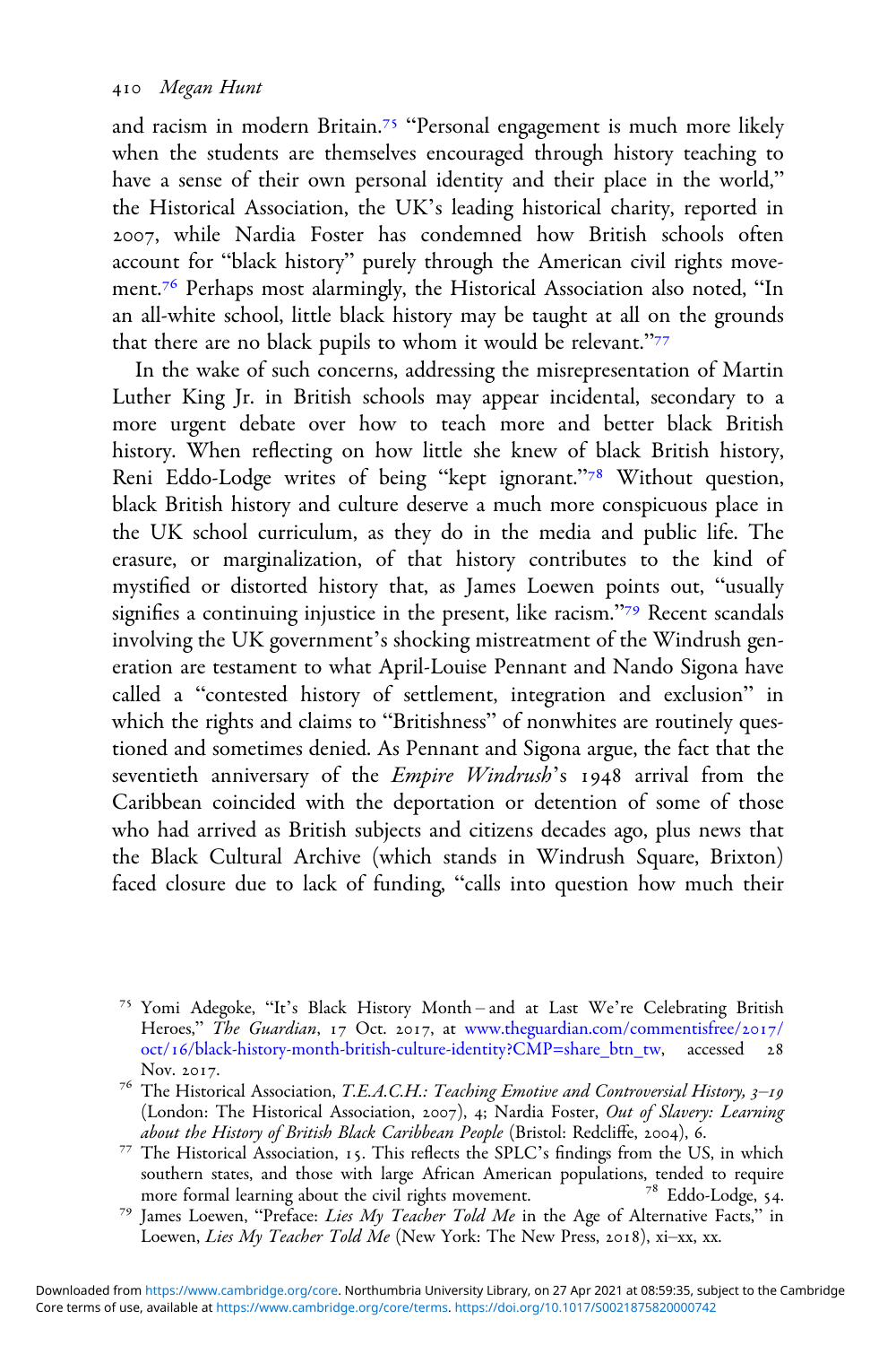and racism in modern Britain.[75] "Personal engagement is much more likely when the students are themselves encouraged through history teaching to have a sense of their own personal identity and their place in the world," the Historical Association, the UK's leading historical charity, reported in 2007, while Nardia Foster has condemned how British schools often account for "black history" purely through the American civil rights movement.[76] Perhaps most alarmingly, the Historical Association also noted, "In an all-white school, little black history may be taught at all on the grounds that there are no black pupils to whom it would be relevant."[77]

In the wake of such concerns, addressing the misrepresentation of Martin Luther King Jr. in British schools may appear incidental, secondary to a more urgent debate over how to teach more and better black British history. When reflecting on how little she knew of black British history, Reni Eddo-Lodge writes of being "kept ignorant."[78] Without question, black British history and culture deserve a much more conspicuous place in the UK school curriculum, as they do in the media and public life. The erasure, or marginalization, of that history contributes to the kind of mystified or distorted history that, as James Loewen points out, "usually signifies a continuing injustice in the present, like racism."[79] Recent scandals involving the UK government's shocking mistreatment of the Windrush generation are testament to what April-Louise Pennant and Nando Sigona have called a "contested history of settlement, integration and exclusion" in which the rights and claims to "Britishness" of nonwhites are routinely questioned and sometimes denied. As Pennant and Sigona argue, the fact that the seventieth anniversary of the *Empire Windrush*'s 1948 arrival from the Caribbean coincided with the deportation or detention of some of those who had arrived as British subjects and citizens decades ago, plus news that the Black Cultural Archive (which stands in Windrush Square, Brixton) faced closure due to lack of funding, "calls into question how much their

---

[75] Yomi Adegoke, "It's Black History Month – and at Last We're Celebrating British Heroes," *The Guardian*, 17 Oct. 2017, at www.theguardian.com/commentisfree/2017/oct/16/black-history-month-british-culture-identity?CMP=share_btn_tw, accessed 28 Nov. 2017.

[76] The Historical Association, *T.E.A.C.H.: Teaching Emotive and Controversial History, 3–19* (London: The Historical Association, 2007), 4; Nardia Foster, *Out of Slavery: Learning about the History of British Black Caribbean People* (Bristol: Redcliffe, 2004), 6.

[77] The Historical Association, 15. This reflects the SPLC's findings from the US, in which southern states, and those with large African American populations, tended to require more formal learning about the civil rights movement.

[78] Eddo-Lodge, 54.

[79] James Loewen, "Preface: *Lies My Teacher Told Me* in the Age of Alternative Facts," in Loewen, *Lies My Teacher Told Me* (New York: The New Press, 2018), xi–xx, xx.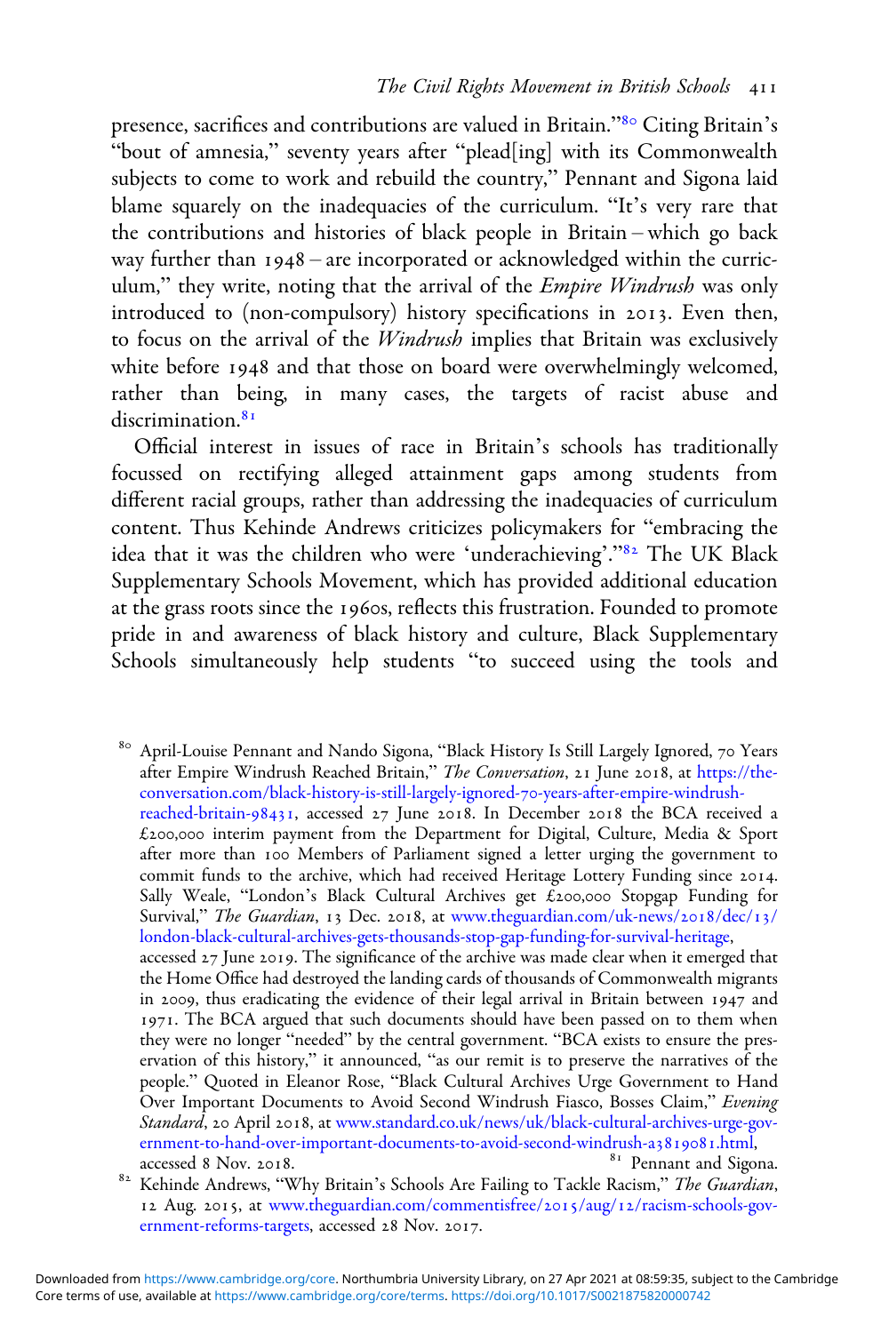presence, sacrifices and contributions are valued in Britain."[80] Citing Britain's "bout of amnesia," seventy years after "plead[ing] with its Commonwealth subjects to come to work and rebuild the country," Pennant and Sigona laid blame squarely on the inadequacies of the curriculum. "It's very rare that the contributions and histories of black people in Britain – which go back way further than 1948 – are incorporated or acknowledged within the curriculum," they write, noting that the arrival of the *Empire Windrush* was only introduced to (non-compulsory) history specifications in 2013. Even then, to focus on the arrival of the *Windrush* implies that Britain was exclusively white before 1948 and that those on board were overwhelmingly welcomed, rather than being, in many cases, the targets of racist abuse and discrimination.[81]

Official interest in issues of race in Britain's schools has traditionally focussed on rectifying alleged attainment gaps among students from different racial groups, rather than addressing the inadequacies of curriculum content. Thus Kehinde Andrews criticizes policymakers for "embracing the idea that it was the children who were 'underachieving'."[82] The UK Black Supplementary Schools Movement, which has provided additional education at the grass roots since the 1960s, reflects this frustration. Founded to promote pride in and awareness of black history and culture, Black Supplementary Schools simultaneously help students "to succeed using the tools and

[80] April-Louise Pennant and Nando Sigona, "Black History Is Still Largely Ignored, 70 Years after Empire Windrush Reached Britain," *The Conversation*, 21 June 2018, at https://theconversation.com/black-history-is-still-largely-ignored-70-years-after-empire-windrush-reached-britain-98431, accessed 27 June 2018. In December 2018 the BCA received a £200,000 interim payment from the Department for Digital, Culture, Media & Sport after more than 100 Members of Parliament signed a letter urging the government to commit funds to the archive, which had received Heritage Lottery Funding since 2014. Sally Weale, "London's Black Cultural Archives get £200,000 Stopgap Funding for Survival," *The Guardian*, 13 Dec. 2018, at www.theguardian.com/uk-news/2018/dec/13/london-black-cultural-archives-gets-thousands-stop-gap-funding-for-survival-heritage, accessed 27 June 2019. The significance of the archive was made clear when it emerged that the Home Office had destroyed the landing cards of thousands of Commonwealth migrants in 2009, thus eradicating the evidence of their legal arrival in Britain between 1947 and 1971. The BCA argued that such documents should have been passed on to them when they were no longer "needed" by the central government. "BCA exists to ensure the preservation of this history," it announced, "as our remit is to preserve the narratives of the people." Quoted in Eleanor Rose, "Black Cultural Archives Urge Government to Hand Over Important Documents to Avoid Second Windrush Fiasco, Bosses Claim," *Evening Standard*, 20 April 2018, at www.standard.co.uk/news/uk/black-cultural-archives-urge-government-to-hand-over-important-documents-to-avoid-second-windrush-a3819081.html, accessed 8 Nov. 2018.

[81] Pennant and Sigona.

[82] Kehinde Andrews, "Why Britain's Schools Are Failing to Tackle Racism," *The Guardian*, 12 Aug. 2015, at www.theguardian.com/commentisfree/2015/aug/12/racism-schools-government-reforms-targets, accessed 28 Nov. 2017.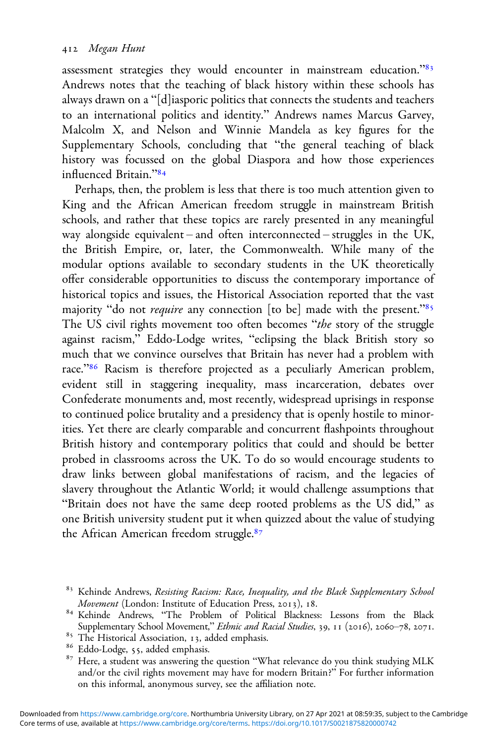assessment strategies they would encounter in mainstream education."[83] Andrews notes that the teaching of black history within these schools has always drawn on a "[d]iasporic politics that connects the students and teachers to an international politics and identity." Andrews names Marcus Garvey, Malcolm X, and Nelson and Winnie Mandela as key figures for the Supplementary Schools, concluding that "the general teaching of black history was focussed on the global Diaspora and how those experiences influenced Britain."[84]

Perhaps, then, the problem is less that there is too much attention given to King and the African American freedom struggle in mainstream British schools, and rather that these topics are rarely presented in any meaningful way alongside equivalent – and often interconnected – struggles in the UK, the British Empire, or, later, the Commonwealth. While many of the modular options available to secondary students in the UK theoretically offer considerable opportunities to discuss the contemporary importance of historical topics and issues, the Historical Association reported that the vast majority "do not *require* any connection [to be] made with the present."[85] The US civil rights movement too often becomes "*the* story of the struggle against racism," Eddo-Lodge writes, "eclipsing the black British story so much that we convince ourselves that Britain has never had a problem with race."[86] Racism is therefore projected as a peculiarly American problem, evident still in staggering inequality, mass incarceration, debates over Confederate monuments and, most recently, widespread uprisings in response to continued police brutality and a presidency that is openly hostile to minorities. Yet there are clearly comparable and concurrent flashpoints throughout British history and contemporary politics that could and should be better probed in classrooms across the UK. To do so would encourage students to draw links between global manifestations of racism, and the legacies of slavery throughout the Atlantic World; it would challenge assumptions that "Britain does not have the same deep rooted problems as the US did," as one British university student put it when quizzed about the value of studying the African American freedom struggle.[87]

---

[83] Kehinde Andrews, *Resisting Racism: Race, Inequality, and the Black Supplementary School Movement* (London: Institute of Education Press, 2013), 18.

[84] Kehinde Andrews, "The Problem of Political Blackness: Lessons from the Black Supplementary School Movement," *Ethnic and Racial Studies*, 39, 11 (2016), 2060–78, 2071.

[85] The Historical Association, 13, added emphasis.

[86] Eddo-Lodge, 55, added emphasis.

[87] Here, a student was answering the question "What relevance do you think studying MLK and/or the civil rights movement may have for modern Britain?" For further information on this informal, anonymous survey, see the affiliation note.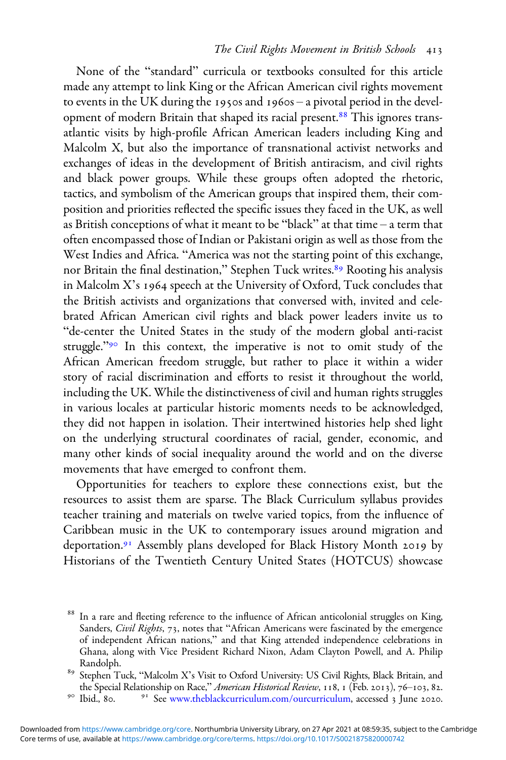None of the "standard" curricula or textbooks consulted for this article made any attempt to link King or the African American civil rights movement to events in the UK during the 1950s and 1960s – a pivotal period in the development of modern Britain that shaped its racial present.[88] This ignores transatlantic visits by high-profile African American leaders including King and Malcolm X, but also the importance of transnational activist networks and exchanges of ideas in the development of British antiracism, and civil rights and black power groups. While these groups often adopted the rhetoric, tactics, and symbolism of the American groups that inspired them, their composition and priorities reflected the specific issues they faced in the UK, as well as British conceptions of what it meant to be "black" at that time – a term that often encompassed those of Indian or Pakistani origin as well as those from the West Indies and Africa. "America was not the starting point of this exchange, nor Britain the final destination," Stephen Tuck writes.[89] Rooting his analysis in Malcolm X's 1964 speech at the University of Oxford, Tuck concludes that the British activists and organizations that conversed with, invited and celebrated African American civil rights and black power leaders invite us to "de-center the United States in the study of the modern global anti-racist struggle."[90] In this context, the imperative is not to omit study of the African American freedom struggle, but rather to place it within a wider story of racial discrimination and efforts to resist it throughout the world, including the UK. While the distinctiveness of civil and human rights struggles in various locales at particular historic moments needs to be acknowledged, they did not happen in isolation. Their intertwined histories help shed light on the underlying structural coordinates of racial, gender, economic, and many other kinds of social inequality around the world and on the diverse movements that have emerged to confront them.

Opportunities for teachers to explore these connections exist, but the resources to assist them are sparse. The Black Curriculum syllabus provides teacher training and materials on twelve varied topics, from the influence of Caribbean music in the UK to contemporary issues around migration and deportation.[91] Assembly plans developed for Black History Month 2019 by Historians of the Twentieth Century United States (HOTCUS) showcase

[88] In a rare and fleeting reference to the influence of African anticolonial struggles on King, Sanders, *Civil Rights*, 73, notes that "African Americans were fascinated by the emergence of independent African nations," and that King attended independence celebrations in Ghana, along with Vice President Richard Nixon, Adam Clayton Powell, and A. Philip Randolph.

[89] Stephen Tuck, "Malcolm X's Visit to Oxford University: US Civil Rights, Black Britain, and the Special Relationship on Race," *American Historical Review*, 118, 1 (Feb. 2013), 76–103, 82.

[90] Ibid., 80.

[91] See www.theblackcurriculum.com/ourcurriculum, accessed 3 June 2020.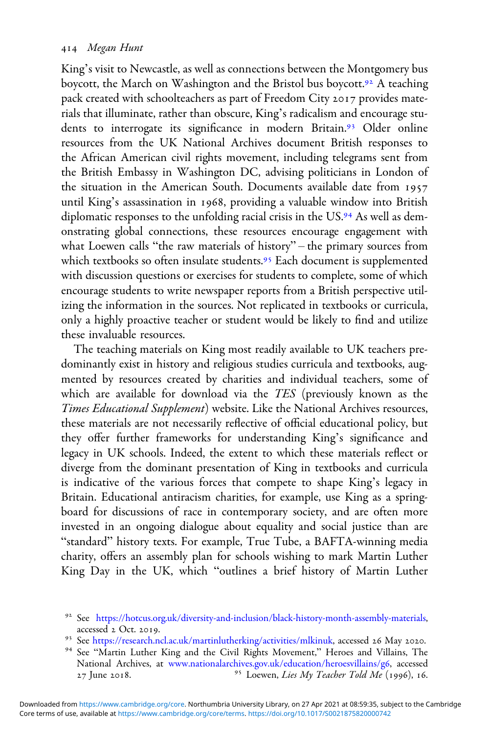King's visit to Newcastle, as well as connections between the Montgomery bus boycott, the March on Washington and the Bristol bus boycott.[92] A teaching pack created with schoolteachers as part of Freedom City 2017 provides materials that illuminate, rather than obscure, King's radicalism and encourage students to interrogate its significance in modern Britain.[93] Older online resources from the UK National Archives document British responses to the African American civil rights movement, including telegrams sent from the British Embassy in Washington DC, advising politicians in London of the situation in the American South. Documents available date from 1957 until King's assassination in 1968, providing a valuable window into British diplomatic responses to the unfolding racial crisis in the US.[94] As well as demonstrating global connections, these resources encourage engagement with what Loewen calls "the raw materials of history" – the primary sources from which textbooks so often insulate students.[95] Each document is supplemented with discussion questions or exercises for students to complete, some of which encourage students to write newspaper reports from a British perspective utilizing the information in the sources. Not replicated in textbooks or curricula, only a highly proactive teacher or student would be likely to find and utilize these invaluable resources.

The teaching materials on King most readily available to UK teachers predominantly exist in history and religious studies curricula and textbooks, augmented by resources created by charities and individual teachers, some of which are available for download via the *TES* (previously known as the *Times Educational Supplement*) website. Like the National Archives resources, these materials are not necessarily reflective of official educational policy, but they offer further frameworks for understanding King's significance and legacy in UK schools. Indeed, the extent to which these materials reflect or diverge from the dominant presentation of King in textbooks and curricula is indicative of the various forces that compete to shape King's legacy in Britain. Educational antiracism charities, for example, use King as a springboard for discussions of race in contemporary society, and are often more invested in an ongoing dialogue about equality and social justice than are "standard" history texts. For example, True Tube, a BAFTA-winning media charity, offers an assembly plan for schools wishing to mark Martin Luther King Day in the UK, which "outlines a brief history of Martin Luther

[92] See https://hotcus.org.uk/diversity-and-inclusion/black-history-month-assembly-materials, accessed 2 Oct. 2019.

[93] See https://research.ncl.ac.uk/martinlutherking/activities/mlkinuk, accessed 26 May 2020.

[94] See "Martin Luther King and the Civil Rights Movement," Heroes and Villains, The National Archives, at www.nationalarchives.gov.uk/education/heroesvillains/g6, accessed 27 June 2018.

[95] Loewen, *Lies My Teacher Told Me* (1996), 16.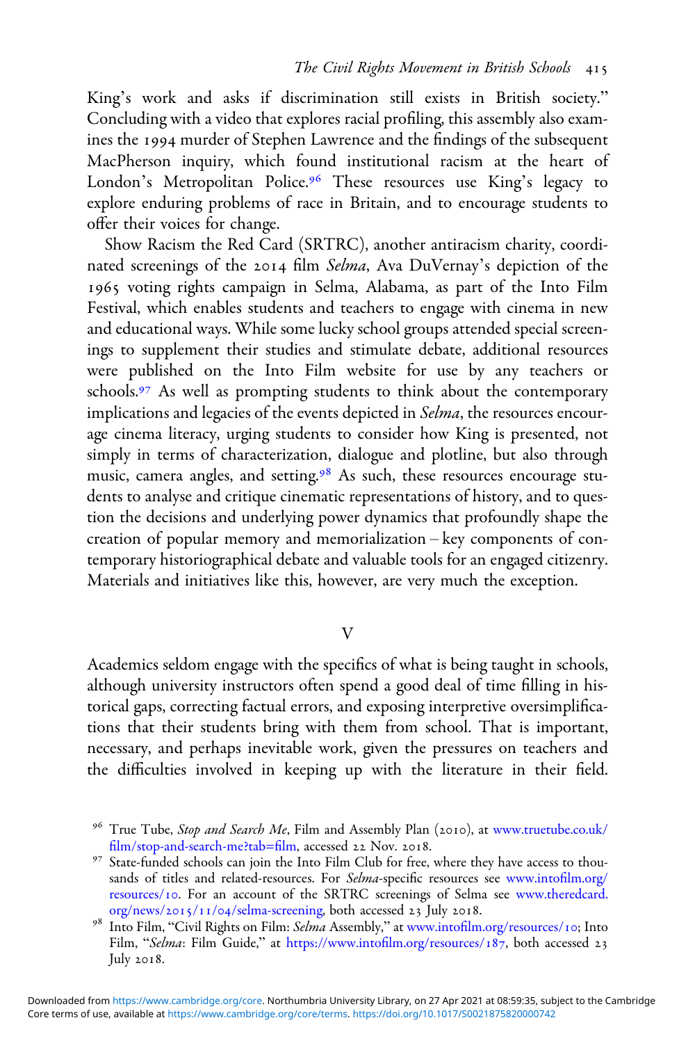King's work and asks if discrimination still exists in British society." Concluding with a video that explores racial profiling, this assembly also examines the 1994 murder of Stephen Lawrence and the findings of the subsequent MacPherson inquiry, which found institutional racism at the heart of London's Metropolitan Police.[96] These resources use King's legacy to explore enduring problems of race in Britain, and to encourage students to offer their voices for change.

Show Racism the Red Card (SRTRC), another antiracism charity, coordinated screenings of the 2014 film *Selma*, Ava DuVernay's depiction of the 1965 voting rights campaign in Selma, Alabama, as part of the Into Film Festival, which enables students and teachers to engage with cinema in new and educational ways. While some lucky school groups attended special screenings to supplement their studies and stimulate debate, additional resources were published on the Into Film website for use by any teachers or schools.[97] As well as prompting students to think about the contemporary implications and legacies of the events depicted in *Selma*, the resources encourage cinema literacy, urging students to consider how King is presented, not simply in terms of characterization, dialogue and plotline, but also through music, camera angles, and setting.[98] As such, these resources encourage students to analyse and critique cinematic representations of history, and to question the decisions and underlying power dynamics that profoundly shape the creation of popular memory and memorialization – key components of contemporary historiographical debate and valuable tools for an engaged citizenry. Materials and initiatives like this, however, are very much the exception.

## V

Academics seldom engage with the specifics of what is being taught in schools, although university instructors often spend a good deal of time filling in historical gaps, correcting factual errors, and exposing interpretive oversimplifications that their students bring with them from school. That is important, necessary, and perhaps inevitable work, given the pressures on teachers and the difficulties involved in keeping up with the literature in their field.

[96] True Tube, *Stop and Search Me*, Film and Assembly Plan (2010), at www.truetube.co.uk/film/stop-and-search-me?tab=film, accessed 22 Nov. 2018.

[97] State-funded schools can join the Into Film Club for free, where they have access to thousands of titles and related-resources. For *Selma*-specific resources see www.intofilm.org/resources/10. For an account of the SRTRC screenings of Selma see www.theredcard.org/news/2015/11/04/selma-screening, both accessed 23 July 2018.

[98] Into Film, "Civil Rights on Film: *Selma* Assembly," at www.intofilm.org/resources/10; Into Film, "*Selma*: Film Guide," at https://www.intofilm.org/resources/187, both accessed 23 July 2018.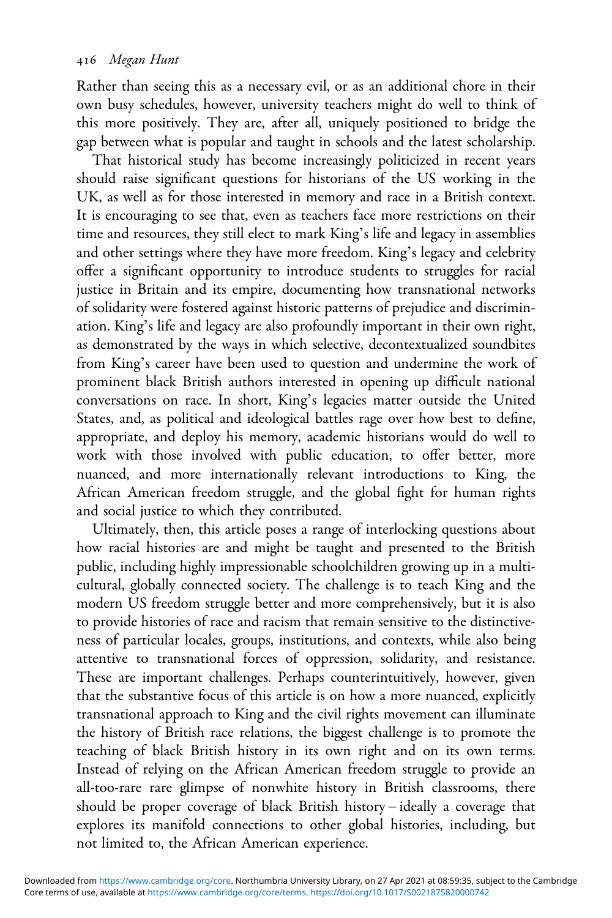Rather than seeing this as a necessary evil, or as an additional chore in their own busy schedules, however, university teachers might do well to think of this more positively. They are, after all, uniquely positioned to bridge the gap between what is popular and taught in schools and the latest scholarship.

That historical study has become increasingly politicized in recent years should raise significant questions for historians of the US working in the UK, as well as for those interested in memory and race in a British context. It is encouraging to see that, even as teachers face more restrictions on their time and resources, they still elect to mark King's life and legacy in assemblies and other settings where they have more freedom. King's legacy and celebrity offer a significant opportunity to introduce students to struggles for racial justice in Britain and its empire, documenting how transnational networks of solidarity were fostered against historic patterns of prejudice and discrimination. King's life and legacy are also profoundly important in their own right, as demonstrated by the ways in which selective, decontextualized soundbites from King's career have been used to question and undermine the work of prominent black British authors interested in opening up difficult national conversations on race. In short, King's legacies matter outside the United States, and, as political and ideological battles rage over how best to define, appropriate, and deploy his memory, academic historians would do well to work with those involved with public education, to offer better, more nuanced, and more internationally relevant introductions to King, the African American freedom struggle, and the global fight for human rights and social justice to which they contributed.

Ultimately, then, this article poses a range of interlocking questions about how racial histories are and might be taught and presented to the British public, including highly impressionable schoolchildren growing up in a multicultural, globally connected society. The challenge is to teach King and the modern US freedom struggle better and more comprehensively, but it is also to provide histories of race and racism that remain sensitive to the distinctiveness of particular locales, groups, institutions, and contexts, while also being attentive to transnational forces of oppression, solidarity, and resistance. These are important challenges. Perhaps counterintuitively, however, given that the substantive focus of this article is on how a more nuanced, explicitly transnational approach to King and the civil rights movement can illuminate the history of British race relations, the biggest challenge is to promote the teaching of black British history in its own right and on its own terms. Instead of relying on the African American freedom struggle to provide an all-too-rare rare glimpse of nonwhite history in British classrooms, there should be proper coverage of black British history – ideally a coverage that explores its manifold connections to other global histories, including, but not limited to, the African American experience.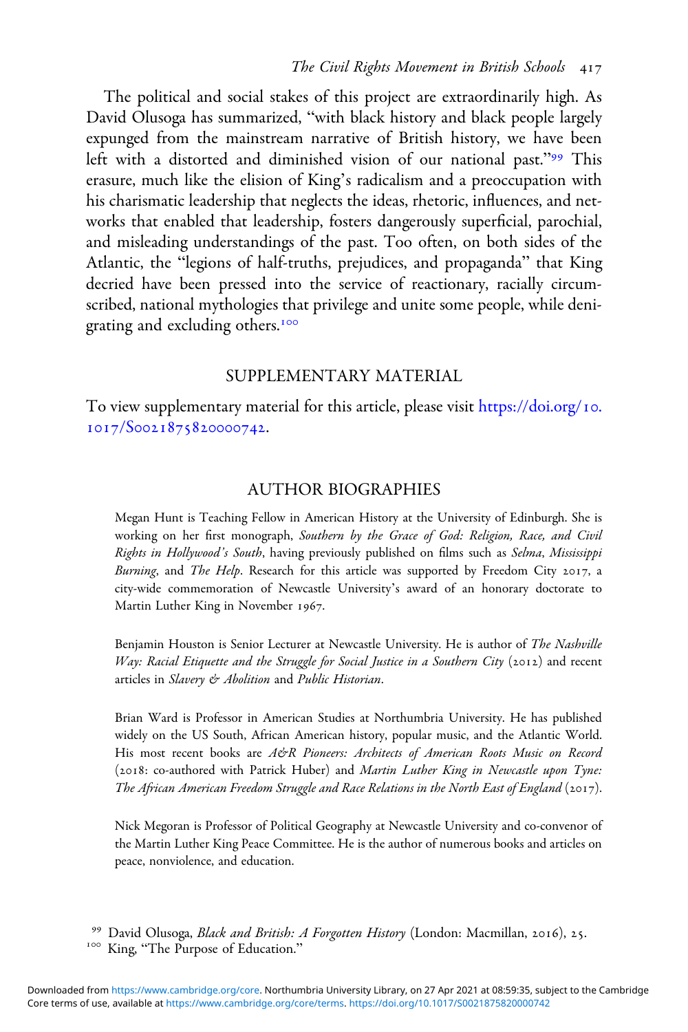The political and social stakes of this project are extraordinarily high. As David Olusoga has summarized, "with black history and black people largely expunged from the mainstream narrative of British history, we have been left with a distorted and diminished vision of our national past."[99] This erasure, much like the elision of King's radicalism and a preoccupation with his charismatic leadership that neglects the ideas, rhetoric, influences, and networks that enabled that leadership, fosters dangerously superficial, parochial, and misleading understandings of the past. Too often, on both sides of the Atlantic, the "legions of half-truths, prejudices, and propaganda" that King decried have been pressed into the service of reactionary, racially circumscribed, national mythologies that privilege and unite some people, while denigrating and excluding others.[100]

## SUPPLEMENTARY MATERIAL

To view supplementary material for this article, please visit https://doi.org/10.1017/S0021875820000742.

## AUTHOR BIOGRAPHIES

Megan Hunt is Teaching Fellow in American History at the University of Edinburgh. She is working on her first monograph, *Southern by the Grace of God: Religion, Race, and Civil Rights in Hollywood's South*, having previously published on films such as *Selma*, *Mississippi Burning*, and *The Help*. Research for this article was supported by Freedom City 2017, a city-wide commemoration of Newcastle University's award of an honorary doctorate to Martin Luther King in November 1967.

Benjamin Houston is Senior Lecturer at Newcastle University. He is author of *The Nashville Way: Racial Etiquette and the Struggle for Social Justice in a Southern City* (2012) and recent articles in *Slavery & Abolition* and *Public Historian*.

Brian Ward is Professor in American Studies at Northumbria University. He has published widely on the US South, African American history, popular music, and the Atlantic World. His most recent books are *A&R Pioneers: Architects of American Roots Music on Record* (2018: co-authored with Patrick Huber) and *Martin Luther King in Newcastle upon Tyne: The African American Freedom Struggle and Race Relations in the North East of England* (2017).

Nick Megoran is Professor of Political Geography at Newcastle University and co-convenor of the Martin Luther King Peace Committee. He is the author of numerous books and articles on peace, nonviolence, and education.

[99] David Olusoga, *Black and British: A Forgotten History* (London: Macmillan, 2016), 25.

[100] King, "The Purpose of Education."